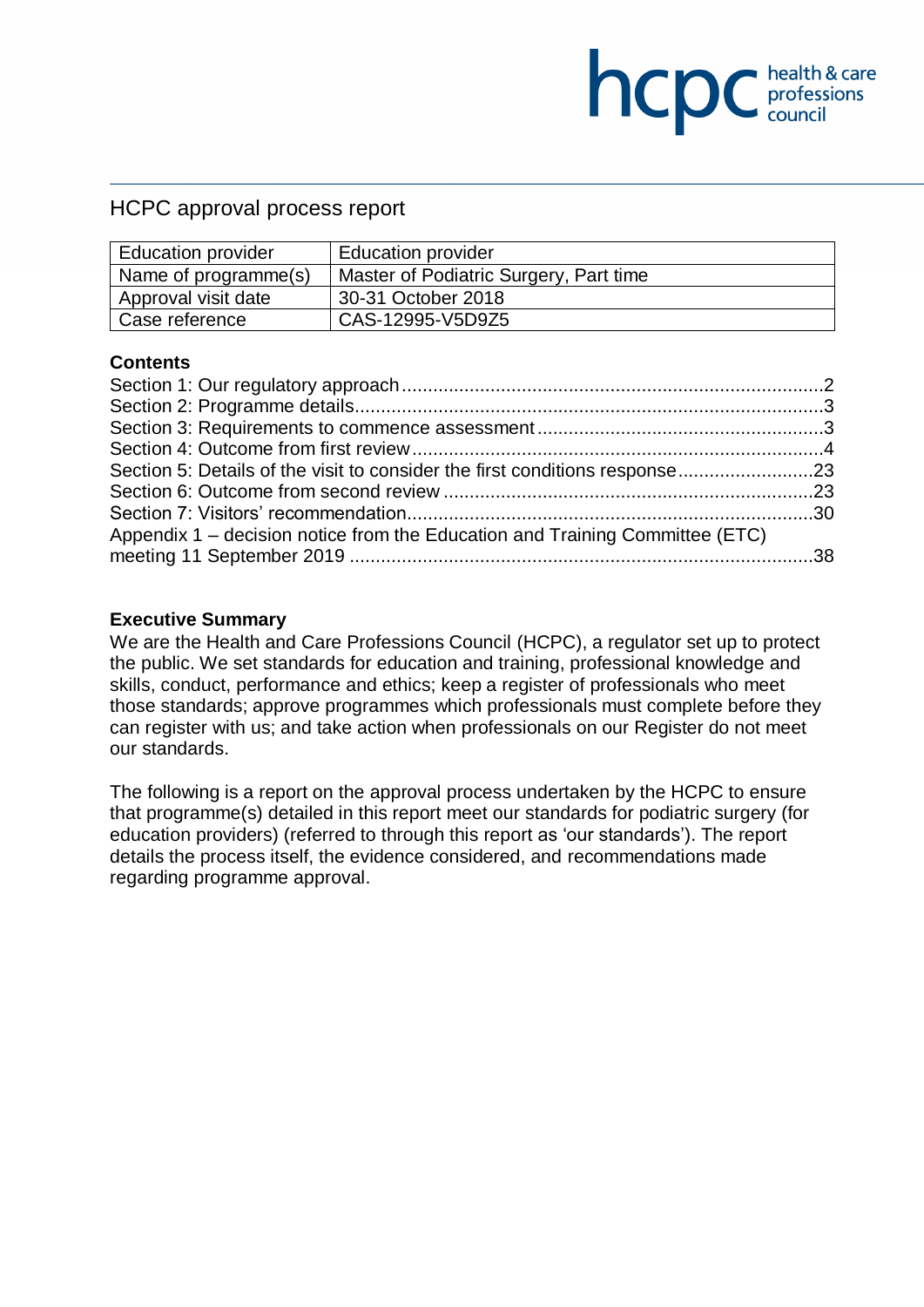hcpc health & care professions council

# HCPC approval process report

| Education provider | Education provider |
|---|---|
| Name of programme(s) | Master of Podiatric Surgery, Part time |
| Approval visit date | 30-31 October 2018 |
| Case reference | CAS-12995-V5D9Z5 |

## Contents

Section 1: Our regulatory approach ........ 2
Section 2: Programme details ........ 3
Section 3: Requirements to commence assessment ........ 3
Section 4: Outcome from first review ........ 4
Section 5: Details of the visit to consider the first conditions response ........ 23
Section 6: Outcome from second review ........ 23
Section 7: Visitors' recommendation ........ 30
Appendix 1 – decision notice from the Education and Training Committee (ETC) meeting 11 September 2019 ........ 38

## Executive Summary

We are the Health and Care Professions Council (HCPC), a regulator set up to protect the public. We set standards for education and training, professional knowledge and skills, conduct, performance and ethics; keep a register of professionals who meet those standards; approve programmes which professionals must complete before they can register with us; and take action when professionals on our Register do not meet our standards.

The following is a report on the approval process undertaken by the HCPC to ensure that programme(s) detailed in this report meet our standards for podiatric surgery (for education providers) (referred to through this report as 'our standards'). The report details the process itself, the evidence considered, and recommendations made regarding programme approval.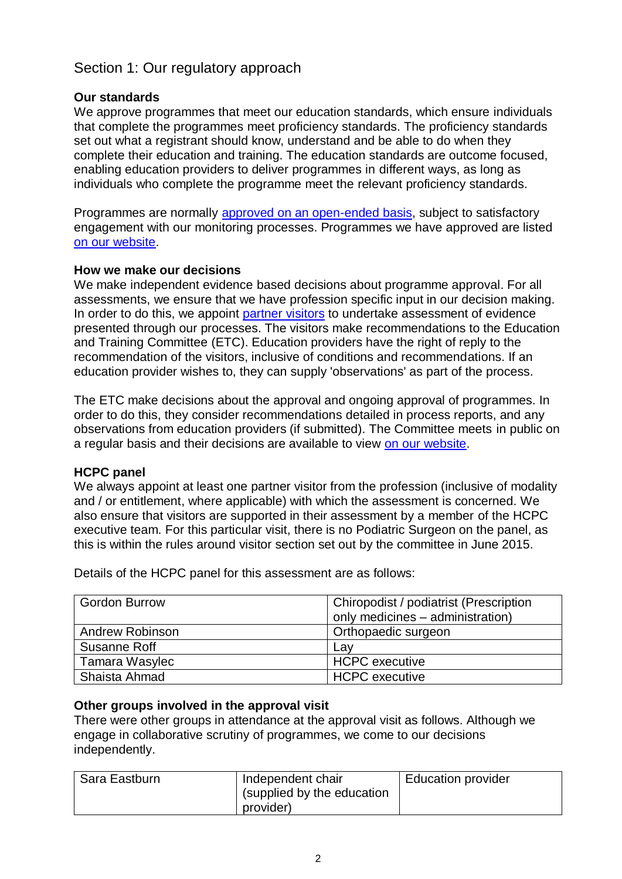## Section 1: Our regulatory approach

### Our standards

We approve programmes that meet our education standards, which ensure individuals that complete the programmes meet proficiency standards. The proficiency standards set out what a registrant should know, understand and be able to do when they complete their education and training. The education standards are outcome focused, enabling education providers to deliver programmes in different ways, as long as individuals who complete the programme meet the relevant proficiency standards.

Programmes are normally approved on an open-ended basis, subject to satisfactory engagement with our monitoring processes. Programmes we have approved are listed on our website.

### How we make our decisions

We make independent evidence based decisions about programme approval. For all assessments, we ensure that we have profession specific input in our decision making. In order to do this, we appoint partner visitors to undertake assessment of evidence presented through our processes. The visitors make recommendations to the Education and Training Committee (ETC). Education providers have the right of reply to the recommendation of the visitors, inclusive of conditions and recommendations. If an education provider wishes to, they can supply 'observations' as part of the process.

The ETC make decisions about the approval and ongoing approval of programmes. In order to do this, they consider recommendations detailed in process reports, and any observations from education providers (if submitted). The Committee meets in public on a regular basis and their decisions are available to view on our website.

### HCPC panel

We always appoint at least one partner visitor from the profession (inclusive of modality and / or entitlement, where applicable) with which the assessment is concerned. We also ensure that visitors are supported in their assessment by a member of the HCPC executive team. For this particular visit, there is no Podiatric Surgeon on the panel, as this is within the rules around visitor section set out by the committee in June 2015.

Details of the HCPC panel for this assessment are as follows:

| | |
|---|---|
| Gordon Burrow | Chiropodist / podiatrist (Prescription only medicines – administration) |
| Andrew Robinson | Orthopaedic surgeon |
| Susanne Roff | Lay |
| Tamara Wasylec | HCPC executive |
| Shaista Ahmad | HCPC executive |

### Other groups involved in the approval visit

There were other groups in attendance at the approval visit as follows. Although we engage in collaborative scrutiny of programmes, we come to our decisions independently.

| | | |
|---|---|---|
| Sara Eastburn | Independent chair (supplied by the education provider) | Education provider |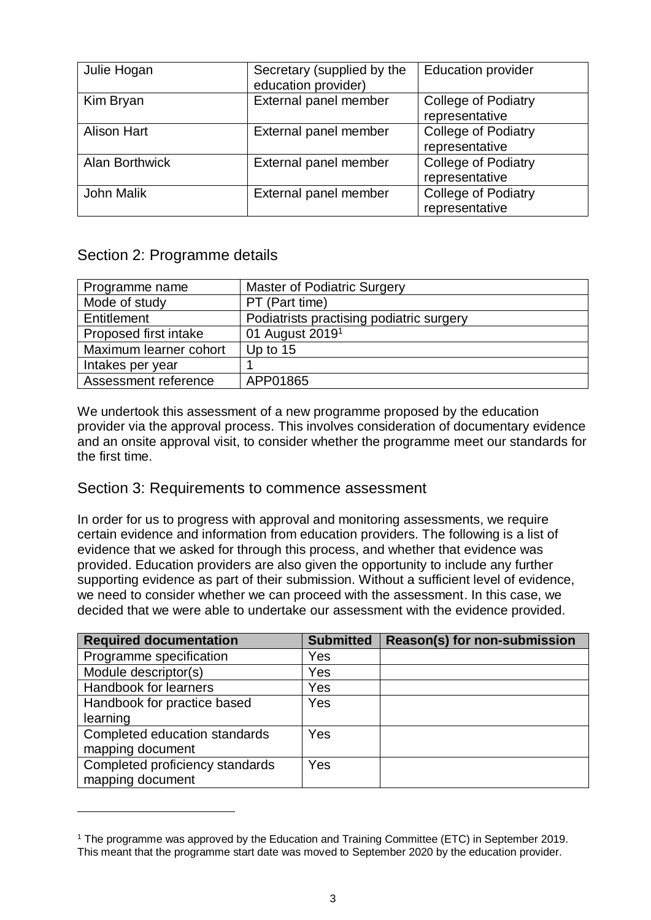| | | |
|---|---|---|
| Julie Hogan | Secretary (supplied by the education provider) | Education provider |
| Kim Bryan | External panel member | College of Podiatry representative |
| Alison Hart | External panel member | College of Podiatry representative |
| Alan Borthwick | External panel member | College of Podiatry representative |
| John Malik | External panel member | College of Podiatry representative |

## Section 2: Programme details

| | |
|---|---|
| Programme name | Master of Podiatric Surgery |
| Mode of study | PT (Part time) |
| Entitlement | Podiatrists practising podiatric surgery |
| Proposed first intake | 01 August 2019[1] |
| Maximum learner cohort | Up to 15 |
| Intakes per year | 1 |
| Assessment reference | APP01865 |

We undertook this assessment of a new programme proposed by the education provider via the approval process. This involves consideration of documentary evidence and an onsite approval visit, to consider whether the programme meet our standards for the first time.

## Section 3: Requirements to commence assessment

In order for us to progress with approval and monitoring assessments, we require certain evidence and information from education providers. The following is a list of evidence that we asked for through this process, and whether that evidence was provided. Education providers are also given the opportunity to include any further supporting evidence as part of their submission. Without a sufficient level of evidence, we need to consider whether we can proceed with the assessment. In this case, we decided that we were able to undertake our assessment with the evidence provided.

| Required documentation | Submitted | Reason(s) for non-submission |
|---|---|---|
| Programme specification | Yes | |
| Module descriptor(s) | Yes | |
| Handbook for learners | Yes | |
| Handbook for practice based learning | Yes | |
| Completed education standards mapping document | Yes | |
| Completed proficiency standards mapping document | Yes | |

[1] The programme was approved by the Education and Training Committee (ETC) in September 2019. This meant that the programme start date was moved to September 2020 by the education provider.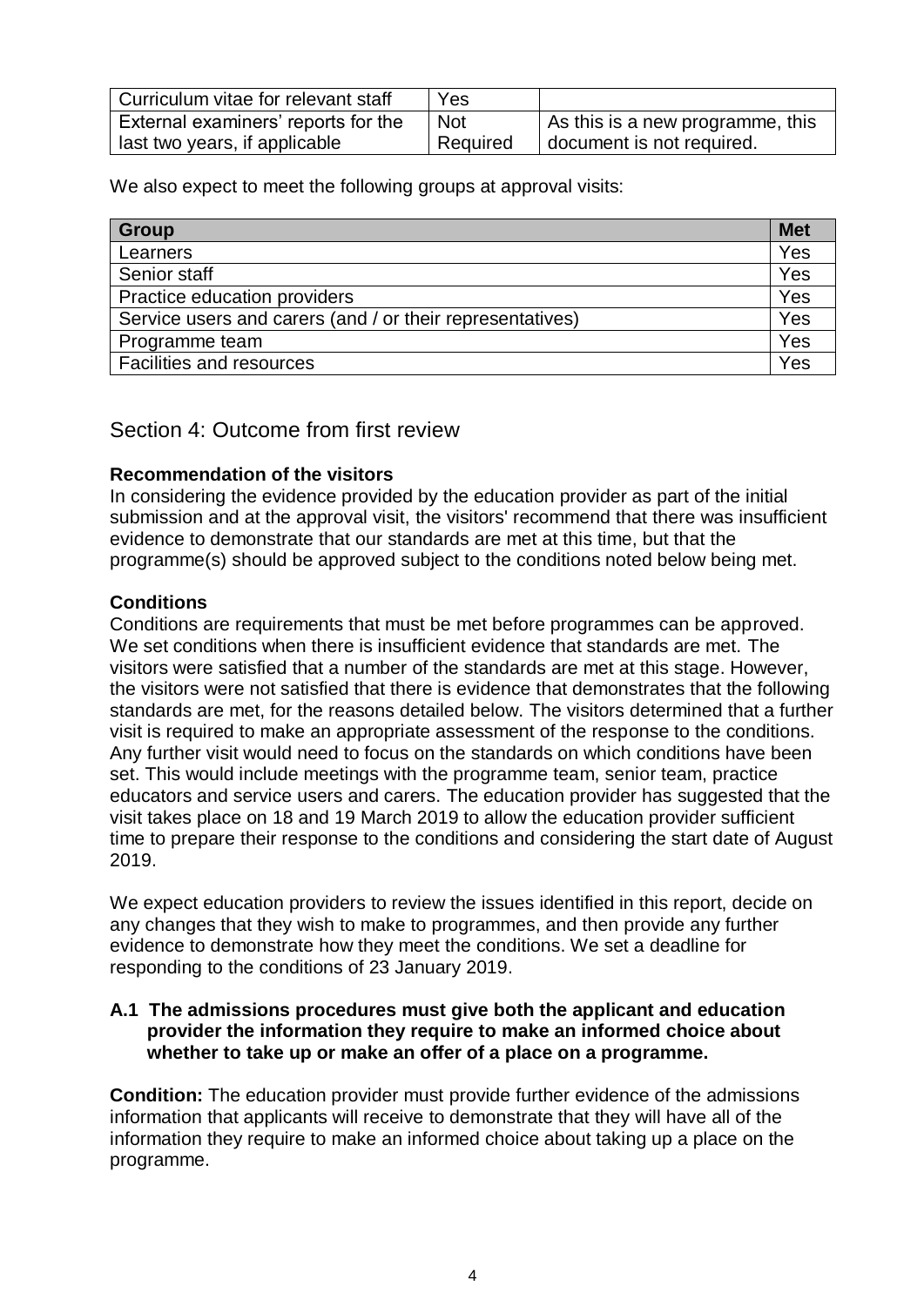| | | |
|---|---|---|
| Curriculum vitae for relevant staff | Yes | |
| External examiners' reports for the last two years, if applicable | Not Required | As this is a new programme, this document is not required. |

We also expect to meet the following groups at approval visits:

| Group | Met |
|---|---|
| Learners | Yes |
| Senior staff | Yes |
| Practice education providers | Yes |
| Service users and carers (and / or their representatives) | Yes |
| Programme team | Yes |
| Facilities and resources | Yes |

## Section 4: Outcome from first review

**Recommendation of the visitors**

In considering the evidence provided by the education provider as part of the initial submission and at the approval visit, the visitors' recommend that there was insufficient evidence to demonstrate that our standards are met at this time, but that the programme(s) should be approved subject to the conditions noted below being met.

**Conditions**

Conditions are requirements that must be met before programmes can be approved. We set conditions when there is insufficient evidence that standards are met. The visitors were satisfied that a number of the standards are met at this stage. However, the visitors were not satisfied that there is evidence that demonstrates that the following standards are met, for the reasons detailed below. The visitors determined that a further visit is required to make an appropriate assessment of the response to the conditions. Any further visit would need to focus on the standards on which conditions have been set. This would include meetings with the programme team, senior team, practice educators and service users and carers. The education provider has suggested that the visit takes place on 18 and 19 March 2019 to allow the education provider sufficient time to prepare their response to the conditions and considering the start date of August 2019.

We expect education providers to review the issues identified in this report, decide on any changes that they wish to make to programmes, and then provide any further evidence to demonstrate how they meet the conditions. We set a deadline for responding to the conditions of 23 January 2019.

**A.1 The admissions procedures must give both the applicant and education provider the information they require to make an informed choice about whether to take up or make an offer of a place on a programme.**

**Condition:** The education provider must provide further evidence of the admissions information that applicants will receive to demonstrate that they will have all of the information they require to make an informed choice about taking up a place on the programme.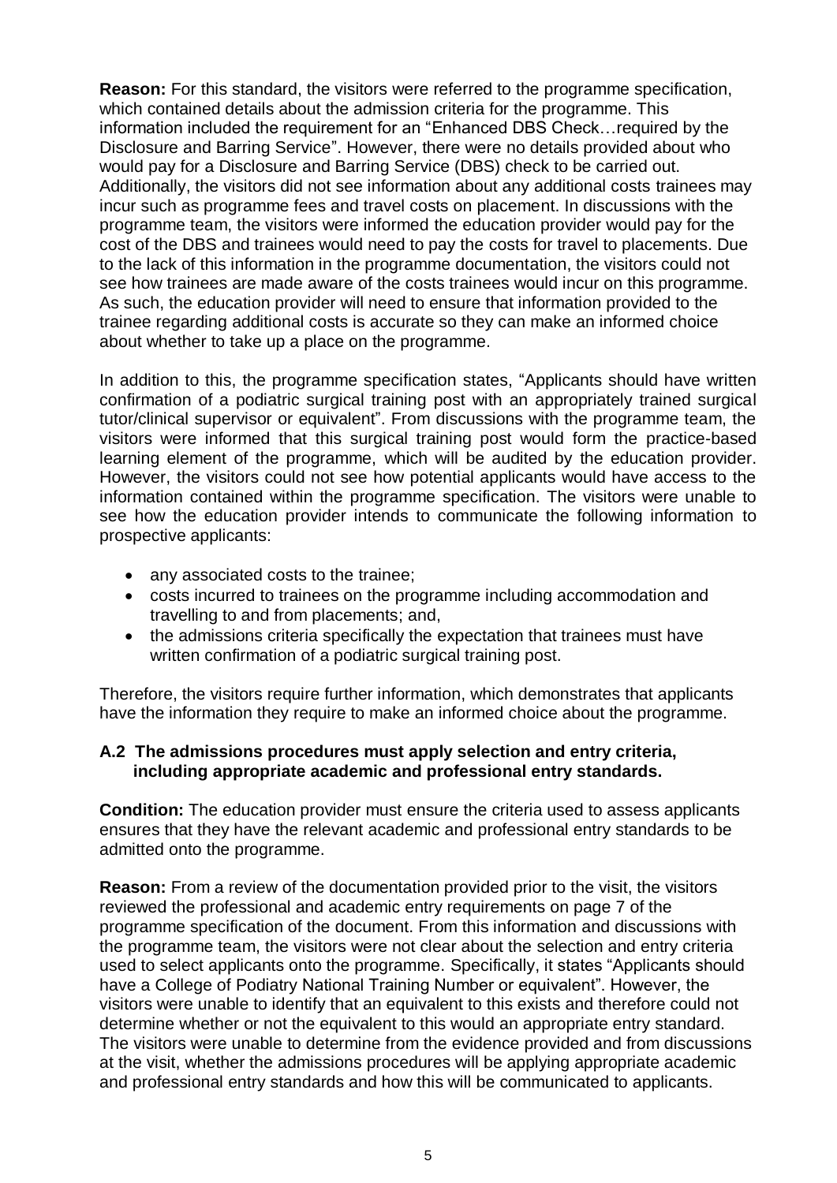**Reason:** For this standard, the visitors were referred to the programme specification, which contained details about the admission criteria for the programme. This information included the requirement for an "Enhanced DBS Check…required by the Disclosure and Barring Service". However, there were no details provided about who would pay for a Disclosure and Barring Service (DBS) check to be carried out. Additionally, the visitors did not see information about any additional costs trainees may incur such as programme fees and travel costs on placement. In discussions with the programme team, the visitors were informed the education provider would pay for the cost of the DBS and trainees would need to pay the costs for travel to placements. Due to the lack of this information in the programme documentation, the visitors could not see how trainees are made aware of the costs trainees would incur on this programme. As such, the education provider will need to ensure that information provided to the trainee regarding additional costs is accurate so they can make an informed choice about whether to take up a place on the programme.

In addition to this, the programme specification states, "Applicants should have written confirmation of a podiatric surgical training post with an appropriately trained surgical tutor/clinical supervisor or equivalent". From discussions with the programme team, the visitors were informed that this surgical training post would form the practice-based learning element of the programme, which will be audited by the education provider. However, the visitors could not see how potential applicants would have access to the information contained within the programme specification. The visitors were unable to see how the education provider intends to communicate the following information to prospective applicants:

- any associated costs to the trainee;
- costs incurred to trainees on the programme including accommodation and travelling to and from placements; and,
- the admissions criteria specifically the expectation that trainees must have written confirmation of a podiatric surgical training post.

Therefore, the visitors require further information, which demonstrates that applicants have the information they require to make an informed choice about the programme.

**A.2 The admissions procedures must apply selection and entry criteria, including appropriate academic and professional entry standards.**

**Condition:** The education provider must ensure the criteria used to assess applicants ensures that they have the relevant academic and professional entry standards to be admitted onto the programme.

**Reason:** From a review of the documentation provided prior to the visit, the visitors reviewed the professional and academic entry requirements on page 7 of the programme specification of the document. From this information and discussions with the programme team, the visitors were not clear about the selection and entry criteria used to select applicants onto the programme. Specifically, it states "Applicants should have a College of Podiatry National Training Number or equivalent". However, the visitors were unable to identify that an equivalent to this exists and therefore could not determine whether or not the equivalent to this would an appropriate entry standard. The visitors were unable to determine from the evidence provided and from discussions at the visit, whether the admissions procedures will be applying appropriate academic and professional entry standards and how this will be communicated to applicants.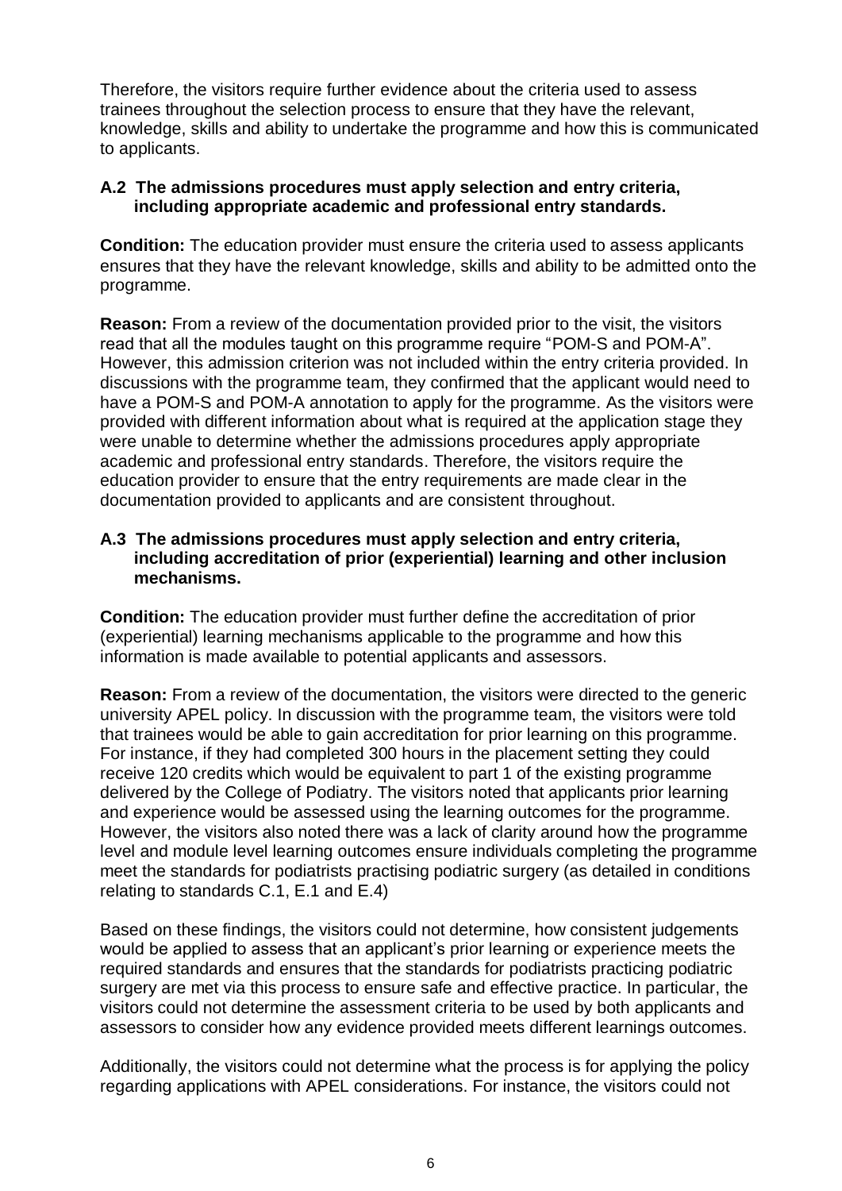Therefore, the visitors require further evidence about the criteria used to assess trainees throughout the selection process to ensure that they have the relevant, knowledge, skills and ability to undertake the programme and how this is communicated to applicants.

**A.2 The admissions procedures must apply selection and entry criteria, including appropriate academic and professional entry standards.**

**Condition:** The education provider must ensure the criteria used to assess applicants ensures that they have the relevant knowledge, skills and ability to be admitted onto the programme.

**Reason:** From a review of the documentation provided prior to the visit, the visitors read that all the modules taught on this programme require "POM-S and POM-A". However, this admission criterion was not included within the entry criteria provided. In discussions with the programme team, they confirmed that the applicant would need to have a POM-S and POM-A annotation to apply for the programme. As the visitors were provided with different information about what is required at the application stage they were unable to determine whether the admissions procedures apply appropriate academic and professional entry standards. Therefore, the visitors require the education provider to ensure that the entry requirements are made clear in the documentation provided to applicants and are consistent throughout.

**A.3 The admissions procedures must apply selection and entry criteria, including accreditation of prior (experiential) learning and other inclusion mechanisms.**

**Condition:** The education provider must further define the accreditation of prior (experiential) learning mechanisms applicable to the programme and how this information is made available to potential applicants and assessors.

**Reason:** From a review of the documentation, the visitors were directed to the generic university APEL policy. In discussion with the programme team, the visitors were told that trainees would be able to gain accreditation for prior learning on this programme. For instance, if they had completed 300 hours in the placement setting they could receive 120 credits which would be equivalent to part 1 of the existing programme delivered by the College of Podiatry. The visitors noted that applicants prior learning and experience would be assessed using the learning outcomes for the programme. However, the visitors also noted there was a lack of clarity around how the programme level and module level learning outcomes ensure individuals completing the programme meet the standards for podiatrists practising podiatric surgery (as detailed in conditions relating to standards C.1, E.1 and E.4)

Based on these findings, the visitors could not determine, how consistent judgements would be applied to assess that an applicant's prior learning or experience meets the required standards and ensures that the standards for podiatrists practicing podiatric surgery are met via this process to ensure safe and effective practice. In particular, the visitors could not determine the assessment criteria to be used by both applicants and assessors to consider how any evidence provided meets different learnings outcomes.

Additionally, the visitors could not determine what the process is for applying the policy regarding applications with APEL considerations. For instance, the visitors could not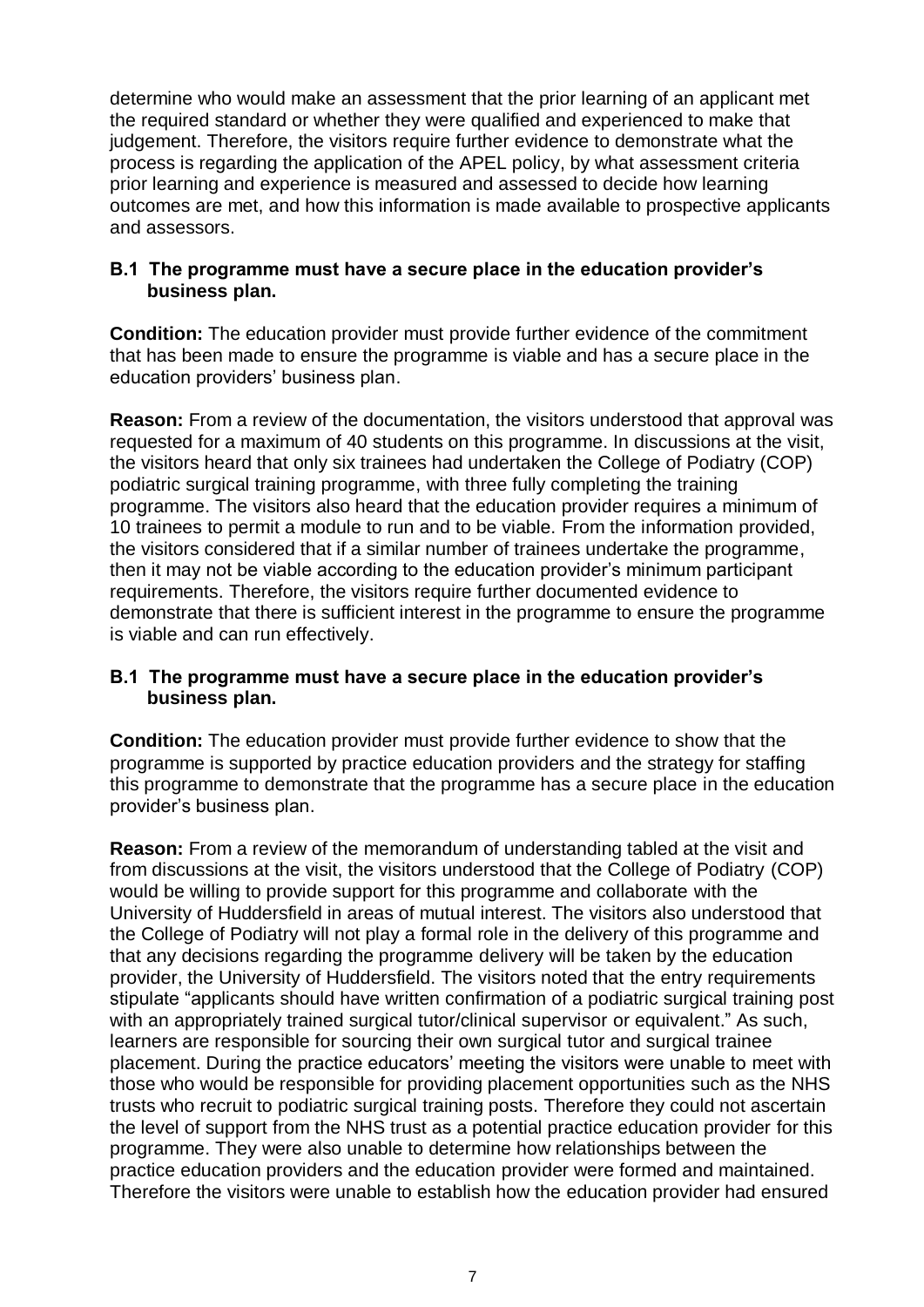determine who would make an assessment that the prior learning of an applicant met the required standard or whether they were qualified and experienced to make that judgement. Therefore, the visitors require further evidence to demonstrate what the process is regarding the application of the APEL policy, by what assessment criteria prior learning and experience is measured and assessed to decide how learning outcomes are met, and how this information is made available to prospective applicants and assessors.

**B.1 The programme must have a secure place in the education provider's business plan.**

**Condition:** The education provider must provide further evidence of the commitment that has been made to ensure the programme is viable and has a secure place in the education providers' business plan.

**Reason:** From a review of the documentation, the visitors understood that approval was requested for a maximum of 40 students on this programme. In discussions at the visit, the visitors heard that only six trainees had undertaken the College of Podiatry (COP) podiatric surgical training programme, with three fully completing the training programme. The visitors also heard that the education provider requires a minimum of 10 trainees to permit a module to run and to be viable. From the information provided, the visitors considered that if a similar number of trainees undertake the programme, then it may not be viable according to the education provider's minimum participant requirements. Therefore, the visitors require further documented evidence to demonstrate that there is sufficient interest in the programme to ensure the programme is viable and can run effectively.

**B.1 The programme must have a secure place in the education provider's business plan.**

**Condition:** The education provider must provide further evidence to show that the programme is supported by practice education providers and the strategy for staffing this programme to demonstrate that the programme has a secure place in the education provider's business plan.

**Reason:** From a review of the memorandum of understanding tabled at the visit and from discussions at the visit, the visitors understood that the College of Podiatry (COP) would be willing to provide support for this programme and collaborate with the University of Huddersfield in areas of mutual interest. The visitors also understood that the College of Podiatry will not play a formal role in the delivery of this programme and that any decisions regarding the programme delivery will be taken by the education provider, the University of Huddersfield. The visitors noted that the entry requirements stipulate "applicants should have written confirmation of a podiatric surgical training post with an appropriately trained surgical tutor/clinical supervisor or equivalent." As such, learners are responsible for sourcing their own surgical tutor and surgical trainee placement. During the practice educators' meeting the visitors were unable to meet with those who would be responsible for providing placement opportunities such as the NHS trusts who recruit to podiatric surgical training posts. Therefore they could not ascertain the level of support from the NHS trust as a potential practice education provider for this programme. They were also unable to determine how relationships between the practice education providers and the education provider were formed and maintained. Therefore the visitors were unable to establish how the education provider had ensured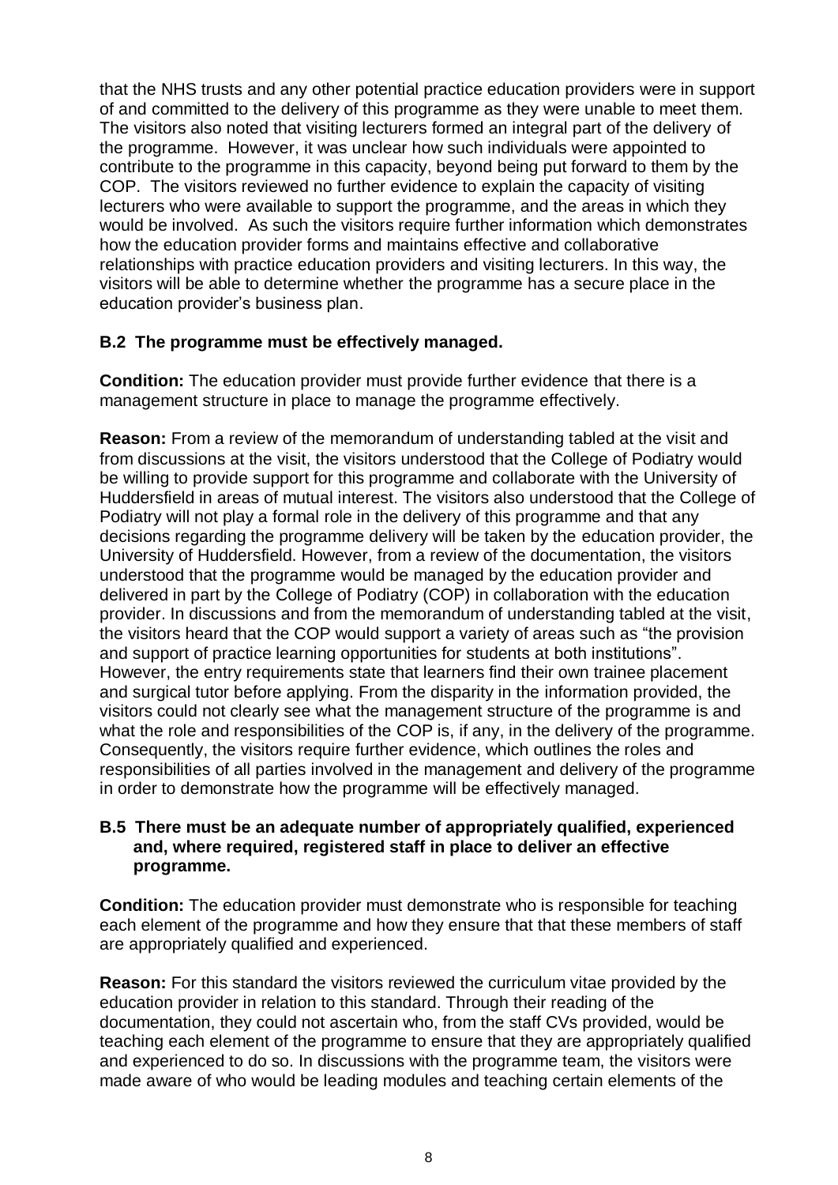that the NHS trusts and any other potential practice education providers were in support of and committed to the delivery of this programme as they were unable to meet them. The visitors also noted that visiting lecturers formed an integral part of the delivery of the programme. However, it was unclear how such individuals were appointed to contribute to the programme in this capacity, beyond being put forward to them by the COP. The visitors reviewed no further evidence to explain the capacity of visiting lecturers who were available to support the programme, and the areas in which they would be involved. As such the visitors require further information which demonstrates how the education provider forms and maintains effective and collaborative relationships with practice education providers and visiting lecturers. In this way, the visitors will be able to determine whether the programme has a secure place in the education provider's business plan.

**B.2 The programme must be effectively managed.**

**Condition:** The education provider must provide further evidence that there is a management structure in place to manage the programme effectively.

**Reason:** From a review of the memorandum of understanding tabled at the visit and from discussions at the visit, the visitors understood that the College of Podiatry would be willing to provide support for this programme and collaborate with the University of Huddersfield in areas of mutual interest. The visitors also understood that the College of Podiatry will not play a formal role in the delivery of this programme and that any decisions regarding the programme delivery will be taken by the education provider, the University of Huddersfield. However, from a review of the documentation, the visitors understood that the programme would be managed by the education provider and delivered in part by the College of Podiatry (COP) in collaboration with the education provider. In discussions and from the memorandum of understanding tabled at the visit, the visitors heard that the COP would support a variety of areas such as "the provision and support of practice learning opportunities for students at both institutions". However, the entry requirements state that learners find their own trainee placement and surgical tutor before applying. From the disparity in the information provided, the visitors could not clearly see what the management structure of the programme is and what the role and responsibilities of the COP is, if any, in the delivery of the programme. Consequently, the visitors require further evidence, which outlines the roles and responsibilities of all parties involved in the management and delivery of the programme in order to demonstrate how the programme will be effectively managed.

**B.5 There must be an adequate number of appropriately qualified, experienced and, where required, registered staff in place to deliver an effective programme.**

**Condition:** The education provider must demonstrate who is responsible for teaching each element of the programme and how they ensure that that these members of staff are appropriately qualified and experienced.

**Reason:** For this standard the visitors reviewed the curriculum vitae provided by the education provider in relation to this standard. Through their reading of the documentation, they could not ascertain who, from the staff CVs provided, would be teaching each element of the programme to ensure that they are appropriately qualified and experienced to do so. In discussions with the programme team, the visitors were made aware of who would be leading modules and teaching certain elements of the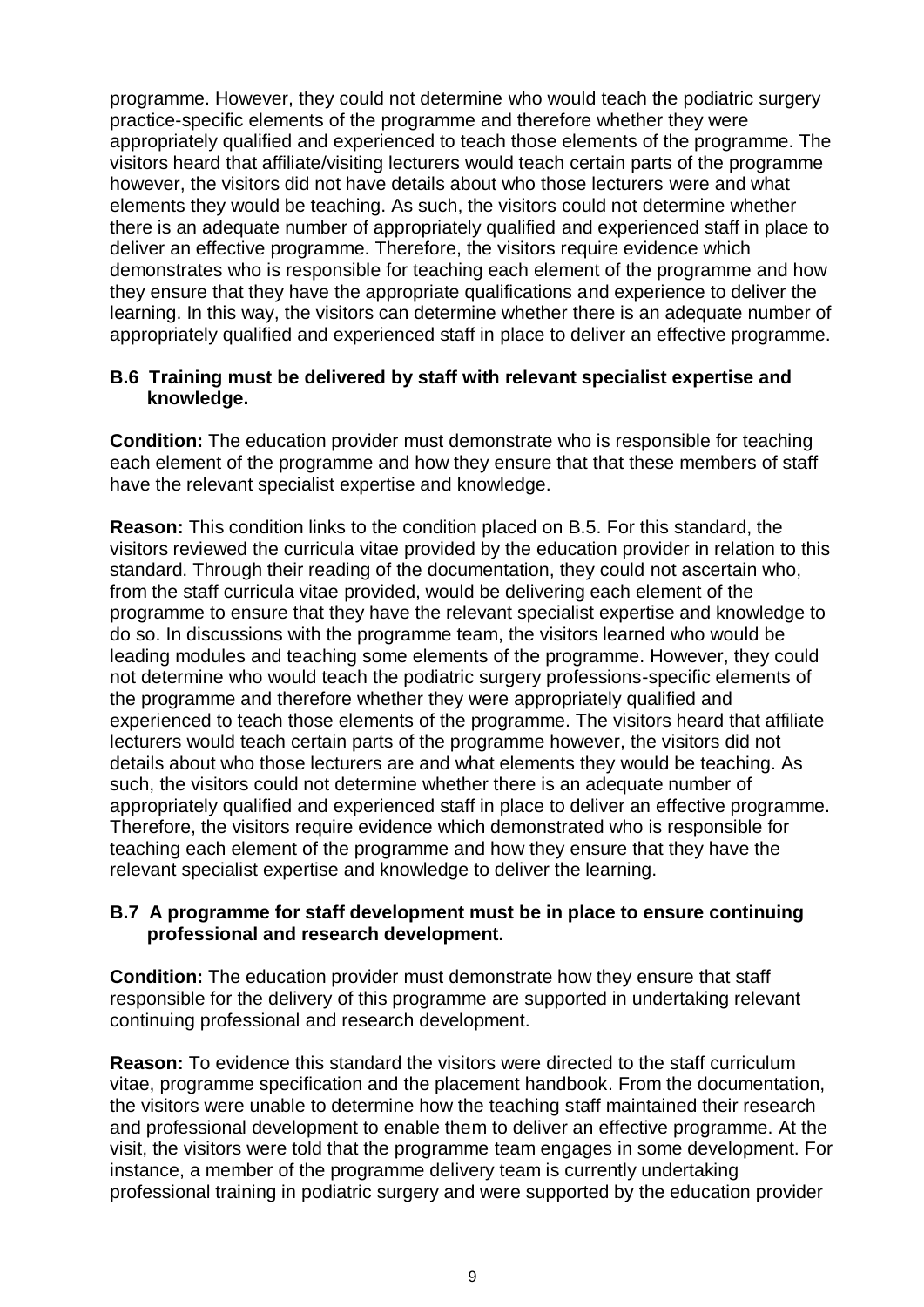programme. However, they could not determine who would teach the podiatric surgery practice-specific elements of the programme and therefore whether they were appropriately qualified and experienced to teach those elements of the programme. The visitors heard that affiliate/visiting lecturers would teach certain parts of the programme however, the visitors did not have details about who those lecturers were and what elements they would be teaching. As such, the visitors could not determine whether there is an adequate number of appropriately qualified and experienced staff in place to deliver an effective programme. Therefore, the visitors require evidence which demonstrates who is responsible for teaching each element of the programme and how they ensure that they have the appropriate qualifications and experience to deliver the learning. In this way, the visitors can determine whether there is an adequate number of appropriately qualified and experienced staff in place to deliver an effective programme.

**B.6 Training must be delivered by staff with relevant specialist expertise and knowledge.**

**Condition:** The education provider must demonstrate who is responsible for teaching each element of the programme and how they ensure that that these members of staff have the relevant specialist expertise and knowledge.

**Reason:** This condition links to the condition placed on B.5. For this standard, the visitors reviewed the curricula vitae provided by the education provider in relation to this standard. Through their reading of the documentation, they could not ascertain who, from the staff curricula vitae provided, would be delivering each element of the programme to ensure that they have the relevant specialist expertise and knowledge to do so. In discussions with the programme team, the visitors learned who would be leading modules and teaching some elements of the programme. However, they could not determine who would teach the podiatric surgery professions-specific elements of the programme and therefore whether they were appropriately qualified and experienced to teach those elements of the programme. The visitors heard that affiliate lecturers would teach certain parts of the programme however, the visitors did not details about who those lecturers are and what elements they would be teaching. As such, the visitors could not determine whether there is an adequate number of appropriately qualified and experienced staff in place to deliver an effective programme. Therefore, the visitors require evidence which demonstrated who is responsible for teaching each element of the programme and how they ensure that they have the relevant specialist expertise and knowledge to deliver the learning.

**B.7 A programme for staff development must be in place to ensure continuing professional and research development.**

**Condition:** The education provider must demonstrate how they ensure that staff responsible for the delivery of this programme are supported in undertaking relevant continuing professional and research development.

**Reason:** To evidence this standard the visitors were directed to the staff curriculum vitae, programme specification and the placement handbook. From the documentation, the visitors were unable to determine how the teaching staff maintained their research and professional development to enable them to deliver an effective programme. At the visit, the visitors were told that the programme team engages in some development. For instance, a member of the programme delivery team is currently undertaking professional training in podiatric surgery and were supported by the education provider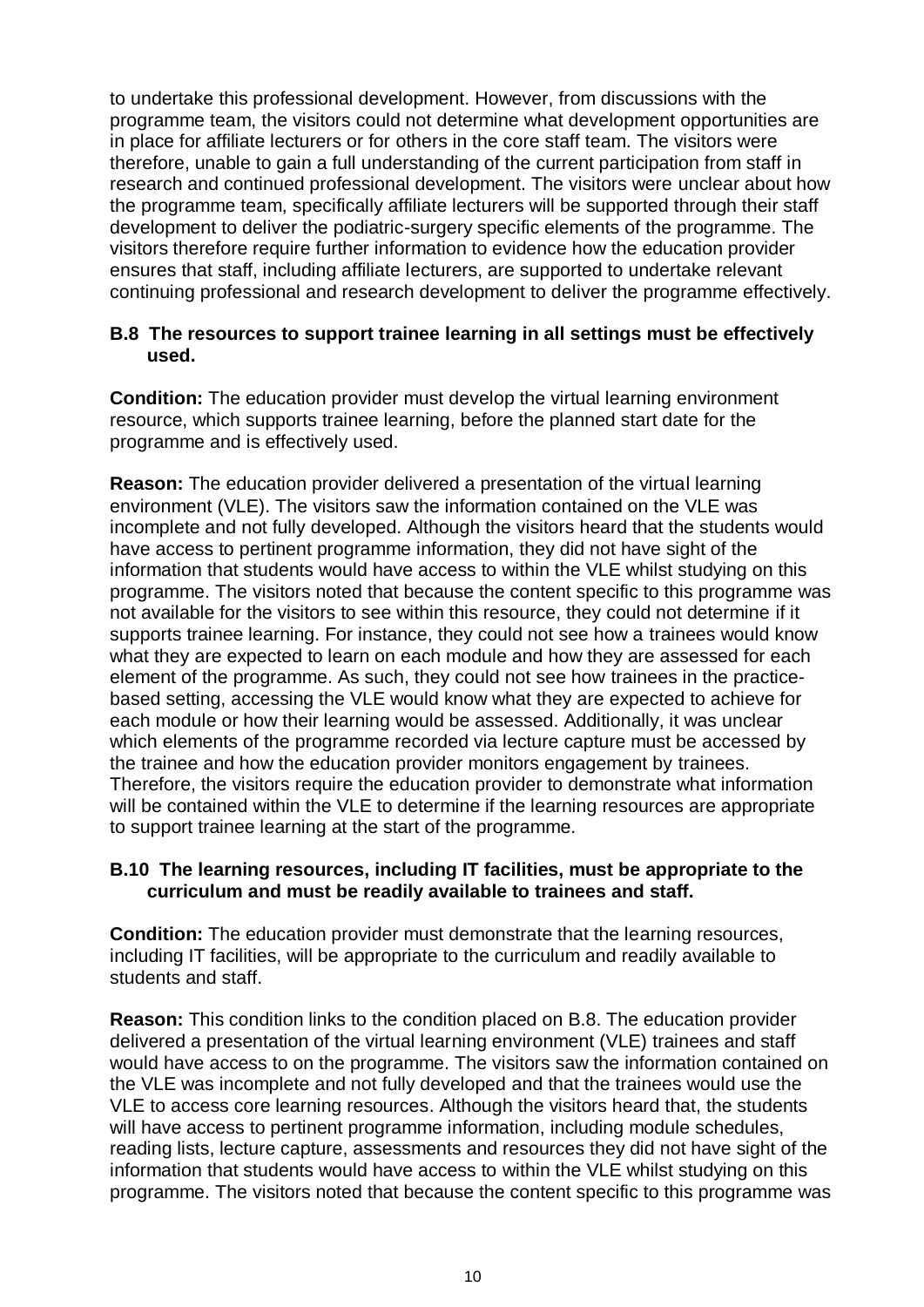to undertake this professional development. However, from discussions with the programme team, the visitors could not determine what development opportunities are in place for affiliate lecturers or for others in the core staff team. The visitors were therefore, unable to gain a full understanding of the current participation from staff in research and continued professional development. The visitors were unclear about how the programme team, specifically affiliate lecturers will be supported through their staff development to deliver the podiatric-surgery specific elements of the programme. The visitors therefore require further information to evidence how the education provider ensures that staff, including affiliate lecturers, are supported to undertake relevant continuing professional and research development to deliver the programme effectively.

**B.8 The resources to support trainee learning in all settings must be effectively used.**

**Condition:** The education provider must develop the virtual learning environment resource, which supports trainee learning, before the planned start date for the programme and is effectively used.

**Reason:** The education provider delivered a presentation of the virtual learning environment (VLE). The visitors saw the information contained on the VLE was incomplete and not fully developed. Although the visitors heard that the students would have access to pertinent programme information, they did not have sight of the information that students would have access to within the VLE whilst studying on this programme. The visitors noted that because the content specific to this programme was not available for the visitors to see within this resource, they could not determine if it supports trainee learning. For instance, they could not see how a trainees would know what they are expected to learn on each module and how they are assessed for each element of the programme. As such, they could not see how trainees in the practice-based setting, accessing the VLE would know what they are expected to achieve for each module or how their learning would be assessed. Additionally, it was unclear which elements of the programme recorded via lecture capture must be accessed by the trainee and how the education provider monitors engagement by trainees. Therefore, the visitors require the education provider to demonstrate what information will be contained within the VLE to determine if the learning resources are appropriate to support trainee learning at the start of the programme.

**B.10 The learning resources, including IT facilities, must be appropriate to the curriculum and must be readily available to trainees and staff.**

**Condition:** The education provider must demonstrate that the learning resources, including IT facilities, will be appropriate to the curriculum and readily available to students and staff.

**Reason:** This condition links to the condition placed on B.8. The education provider delivered a presentation of the virtual learning environment (VLE) trainees and staff would have access to on the programme. The visitors saw the information contained on the VLE was incomplete and not fully developed and that the trainees would use the VLE to access core learning resources. Although the visitors heard that, the students will have access to pertinent programme information, including module schedules, reading lists, lecture capture, assessments and resources they did not have sight of the information that students would have access to within the VLE whilst studying on this programme. The visitors noted that because the content specific to this programme was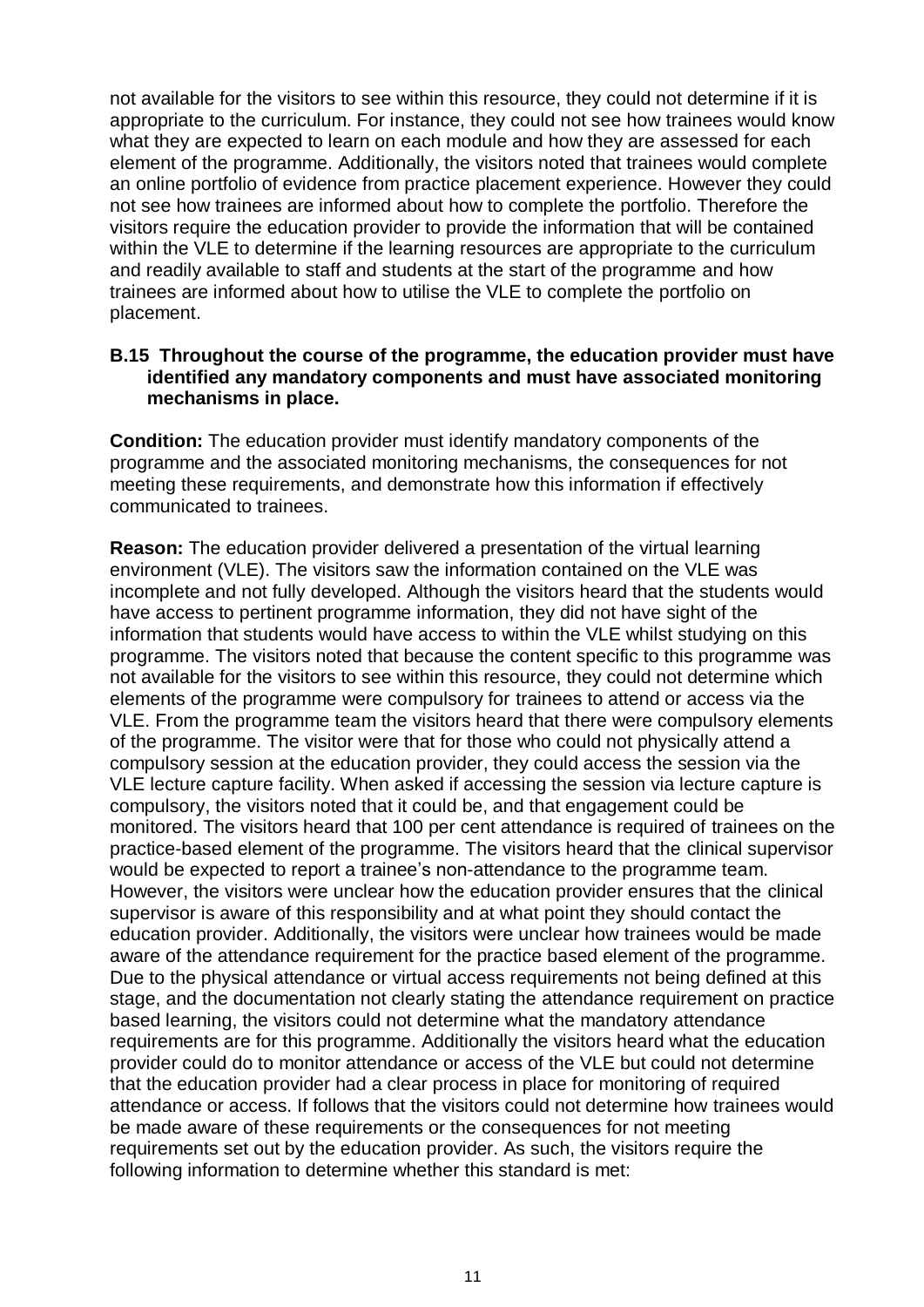not available for the visitors to see within this resource, they could not determine if it is appropriate to the curriculum. For instance, they could not see how trainees would know what they are expected to learn on each module and how they are assessed for each element of the programme. Additionally, the visitors noted that trainees would complete an online portfolio of evidence from practice placement experience. However they could not see how trainees are informed about how to complete the portfolio. Therefore the visitors require the education provider to provide the information that will be contained within the VLE to determine if the learning resources are appropriate to the curriculum and readily available to staff and students at the start of the programme and how trainees are informed about how to utilise the VLE to complete the portfolio on placement.

**B.15 Throughout the course of the programme, the education provider must have identified any mandatory components and must have associated monitoring mechanisms in place.**

**Condition:** The education provider must identify mandatory components of the programme and the associated monitoring mechanisms, the consequences for not meeting these requirements, and demonstrate how this information if effectively communicated to trainees.

**Reason:** The education provider delivered a presentation of the virtual learning environment (VLE). The visitors saw the information contained on the VLE was incomplete and not fully developed. Although the visitors heard that the students would have access to pertinent programme information, they did not have sight of the information that students would have access to within the VLE whilst studying on this programme. The visitors noted that because the content specific to this programme was not available for the visitors to see within this resource, they could not determine which elements of the programme were compulsory for trainees to attend or access via the VLE. From the programme team the visitors heard that there were compulsory elements of the programme. The visitor were that for those who could not physically attend a compulsory session at the education provider, they could access the session via the VLE lecture capture facility. When asked if accessing the session via lecture capture is compulsory, the visitors noted that it could be, and that engagement could be monitored. The visitors heard that 100 per cent attendance is required of trainees on the practice-based element of the programme. The visitors heard that the clinical supervisor would be expected to report a trainee's non-attendance to the programme team. However, the visitors were unclear how the education provider ensures that the clinical supervisor is aware of this responsibility and at what point they should contact the education provider. Additionally, the visitors were unclear how trainees would be made aware of the attendance requirement for the practice based element of the programme. Due to the physical attendance or virtual access requirements not being defined at this stage, and the documentation not clearly stating the attendance requirement on practice based learning, the visitors could not determine what the mandatory attendance requirements are for this programme. Additionally the visitors heard what the education provider could do to monitor attendance or access of the VLE but could not determine that the education provider had a clear process in place for monitoring of required attendance or access. If follows that the visitors could not determine how trainees would be made aware of these requirements or the consequences for not meeting requirements set out by the education provider. As such, the visitors require the following information to determine whether this standard is met: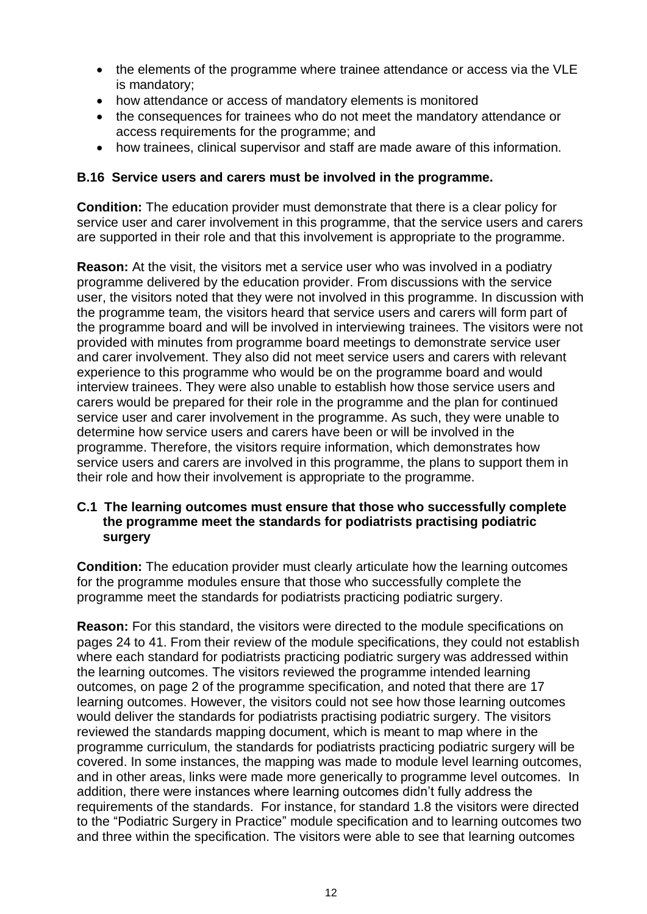- the elements of the programme where trainee attendance or access via the VLE is mandatory;
- how attendance or access of mandatory elements is monitored
- the consequences for trainees who do not meet the mandatory attendance or access requirements for the programme; and
- how trainees, clinical supervisor and staff are made aware of this information.

**B.16 Service users and carers must be involved in the programme.**

**Condition:** The education provider must demonstrate that there is a clear policy for service user and carer involvement in this programme, that the service users and carers are supported in their role and that this involvement is appropriate to the programme.

**Reason:** At the visit, the visitors met a service user who was involved in a podiatry programme delivered by the education provider. From discussions with the service user, the visitors noted that they were not involved in this programme. In discussion with the programme team, the visitors heard that service users and carers will form part of the programme board and will be involved in interviewing trainees. The visitors were not provided with minutes from programme board meetings to demonstrate service user and carer involvement. They also did not meet service users and carers with relevant experience to this programme who would be on the programme board and would interview trainees. They were also unable to establish how those service users and carers would be prepared for their role in the programme and the plan for continued service user and carer involvement in the programme. As such, they were unable to determine how service users and carers have been or will be involved in the programme. Therefore, the visitors require information, which demonstrates how service users and carers are involved in this programme, the plans to support them in their role and how their involvement is appropriate to the programme.

**C.1 The learning outcomes must ensure that those who successfully complete the programme meet the standards for podiatrists practising podiatric surgery**

**Condition:** The education provider must clearly articulate how the learning outcomes for the programme modules ensure that those who successfully complete the programme meet the standards for podiatrists practicing podiatric surgery.

**Reason:** For this standard, the visitors were directed to the module specifications on pages 24 to 41. From their review of the module specifications, they could not establish where each standard for podiatrists practicing podiatric surgery was addressed within the learning outcomes. The visitors reviewed the programme intended learning outcomes, on page 2 of the programme specification, and noted that there are 17 learning outcomes. However, the visitors could not see how those learning outcomes would deliver the standards for podiatrists practising podiatric surgery. The visitors reviewed the standards mapping document, which is meant to map where in the programme curriculum, the standards for podiatrists practicing podiatric surgery will be covered. In some instances, the mapping was made to module level learning outcomes, and in other areas, links were made more generically to programme level outcomes. In addition, there were instances where learning outcomes didn't fully address the requirements of the standards. For instance, for standard 1.8 the visitors were directed to the "Podiatric Surgery in Practice" module specification and to learning outcomes two and three within the specification. The visitors were able to see that learning outcomes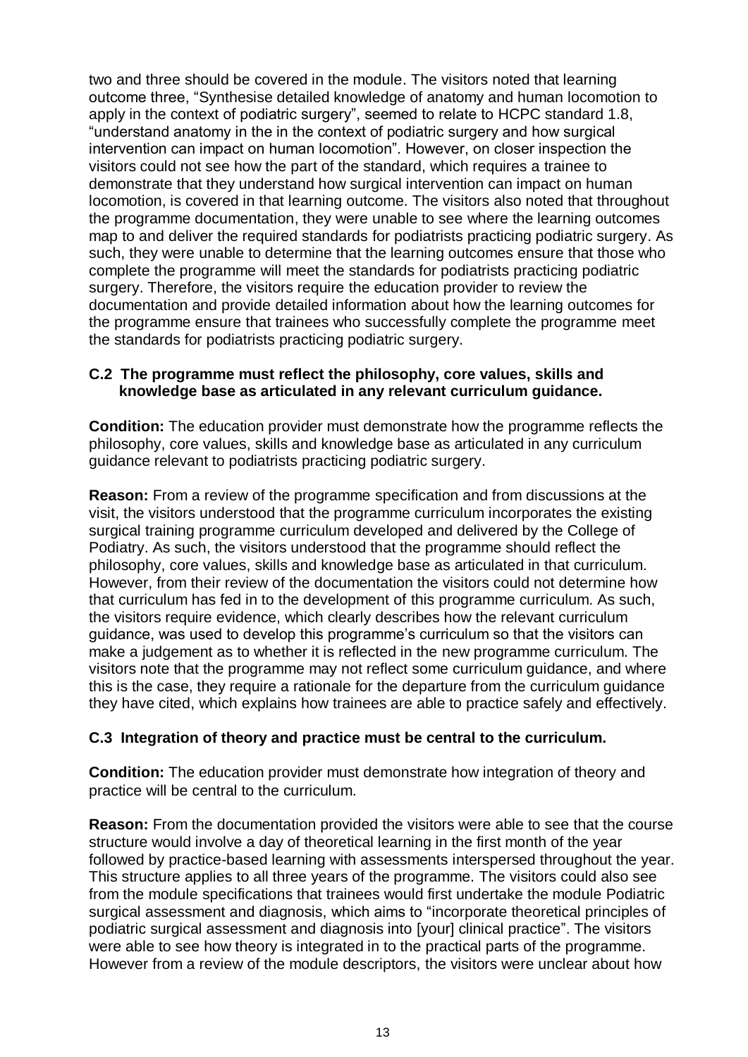two and three should be covered in the module. The visitors noted that learning outcome three, "Synthesise detailed knowledge of anatomy and human locomotion to apply in the context of podiatric surgery", seemed to relate to HCPC standard 1.8, "understand anatomy in the in the context of podiatric surgery and how surgical intervention can impact on human locomotion". However, on closer inspection the visitors could not see how the part of the standard, which requires a trainee to demonstrate that they understand how surgical intervention can impact on human locomotion, is covered in that learning outcome. The visitors also noted that throughout the programme documentation, they were unable to see where the learning outcomes map to and deliver the required standards for podiatrists practicing podiatric surgery. As such, they were unable to determine that the learning outcomes ensure that those who complete the programme will meet the standards for podiatrists practicing podiatric surgery. Therefore, the visitors require the education provider to review the documentation and provide detailed information about how the learning outcomes for the programme ensure that trainees who successfully complete the programme meet the standards for podiatrists practicing podiatric surgery.

**C.2 The programme must reflect the philosophy, core values, skills and knowledge base as articulated in any relevant curriculum guidance.**

**Condition:** The education provider must demonstrate how the programme reflects the philosophy, core values, skills and knowledge base as articulated in any curriculum guidance relevant to podiatrists practicing podiatric surgery.

**Reason:** From a review of the programme specification and from discussions at the visit, the visitors understood that the programme curriculum incorporates the existing surgical training programme curriculum developed and delivered by the College of Podiatry. As such, the visitors understood that the programme should reflect the philosophy, core values, skills and knowledge base as articulated in that curriculum. However, from their review of the documentation the visitors could not determine how that curriculum has fed in to the development of this programme curriculum. As such, the visitors require evidence, which clearly describes how the relevant curriculum guidance, was used to develop this programme's curriculum so that the visitors can make a judgement as to whether it is reflected in the new programme curriculum. The visitors note that the programme may not reflect some curriculum guidance, and where this is the case, they require a rationale for the departure from the curriculum guidance they have cited, which explains how trainees are able to practice safely and effectively.

**C.3 Integration of theory and practice must be central to the curriculum.**

**Condition:** The education provider must demonstrate how integration of theory and practice will be central to the curriculum.

**Reason:** From the documentation provided the visitors were able to see that the course structure would involve a day of theoretical learning in the first month of the year followed by practice-based learning with assessments interspersed throughout the year. This structure applies to all three years of the programme. The visitors could also see from the module specifications that trainees would first undertake the module Podiatric surgical assessment and diagnosis, which aims to "incorporate theoretical principles of podiatric surgical assessment and diagnosis into [your] clinical practice". The visitors were able to see how theory is integrated in to the practical parts of the programme. However from a review of the module descriptors, the visitors were unclear about how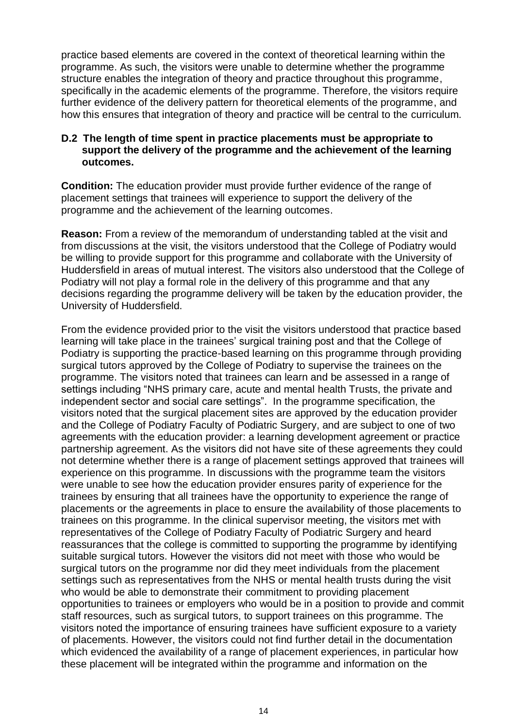practice based elements are covered in the context of theoretical learning within the programme. As such, the visitors were unable to determine whether the programme structure enables the integration of theory and practice throughout this programme, specifically in the academic elements of the programme. Therefore, the visitors require further evidence of the delivery pattern for theoretical elements of the programme, and how this ensures that integration of theory and practice will be central to the curriculum.

**D.2 The length of time spent in practice placements must be appropriate to support the delivery of the programme and the achievement of the learning outcomes.**

**Condition:** The education provider must provide further evidence of the range of placement settings that trainees will experience to support the delivery of the programme and the achievement of the learning outcomes.

**Reason:** From a review of the memorandum of understanding tabled at the visit and from discussions at the visit, the visitors understood that the College of Podiatry would be willing to provide support for this programme and collaborate with the University of Huddersfield in areas of mutual interest. The visitors also understood that the College of Podiatry will not play a formal role in the delivery of this programme and that any decisions regarding the programme delivery will be taken by the education provider, the University of Huddersfield.

From the evidence provided prior to the visit the visitors understood that practice based learning will take place in the trainees' surgical training post and that the College of Podiatry is supporting the practice-based learning on this programme through providing surgical tutors approved by the College of Podiatry to supervise the trainees on the programme. The visitors noted that trainees can learn and be assessed in a range of settings including "NHS primary care, acute and mental health Trusts, the private and independent sector and social care settings". In the programme specification, the visitors noted that the surgical placement sites are approved by the education provider and the College of Podiatry Faculty of Podiatric Surgery, and are subject to one of two agreements with the education provider: a learning development agreement or practice partnership agreement. As the visitors did not have site of these agreements they could not determine whether there is a range of placement settings approved that trainees will experience on this programme. In discussions with the programme team the visitors were unable to see how the education provider ensures parity of experience for the trainees by ensuring that all trainees have the opportunity to experience the range of placements or the agreements in place to ensure the availability of those placements to trainees on this programme. In the clinical supervisor meeting, the visitors met with representatives of the College of Podiatry Faculty of Podiatric Surgery and heard reassurances that the college is committed to supporting the programme by identifying suitable surgical tutors. However the visitors did not meet with those who would be surgical tutors on the programme nor did they meet individuals from the placement settings such as representatives from the NHS or mental health trusts during the visit who would be able to demonstrate their commitment to providing placement opportunities to trainees or employers who would be in a position to provide and commit staff resources, such as surgical tutors, to support trainees on this programme. The visitors noted the importance of ensuring trainees have sufficient exposure to a variety of placements. However, the visitors could not find further detail in the documentation which evidenced the availability of a range of placement experiences, in particular how these placement will be integrated within the programme and information on the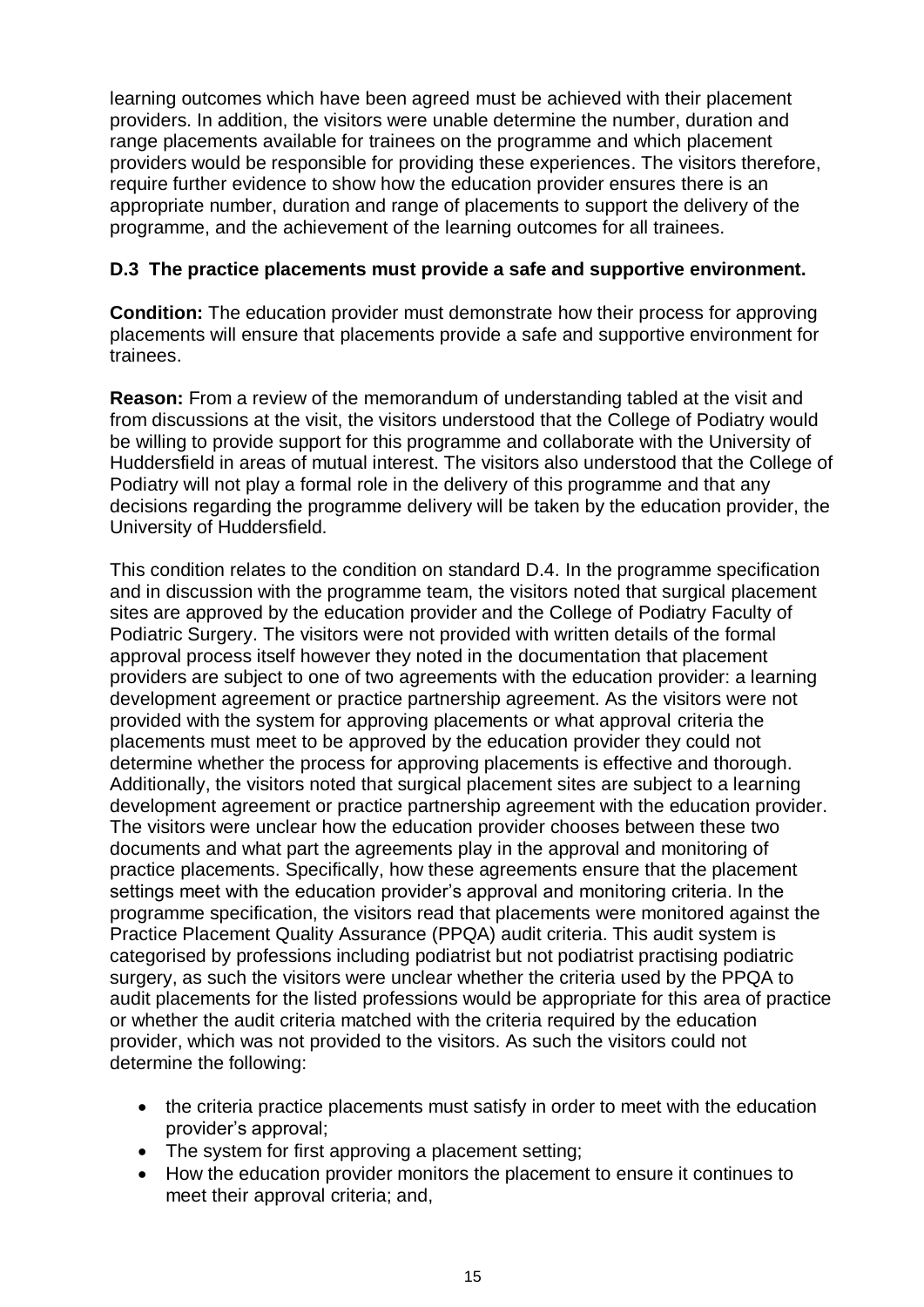learning outcomes which have been agreed must be achieved with their placement providers. In addition, the visitors were unable determine the number, duration and range placements available for trainees on the programme and which placement providers would be responsible for providing these experiences. The visitors therefore, require further evidence to show how the education provider ensures there is an appropriate number, duration and range of placements to support the delivery of the programme, and the achievement of the learning outcomes for all trainees.

**D.3 The practice placements must provide a safe and supportive environment.**

**Condition:** The education provider must demonstrate how their process for approving placements will ensure that placements provide a safe and supportive environment for trainees.

**Reason:** From a review of the memorandum of understanding tabled at the visit and from discussions at the visit, the visitors understood that the College of Podiatry would be willing to provide support for this programme and collaborate with the University of Huddersfield in areas of mutual interest. The visitors also understood that the College of Podiatry will not play a formal role in the delivery of this programme and that any decisions regarding the programme delivery will be taken by the education provider, the University of Huddersfield.

This condition relates to the condition on standard D.4. In the programme specification and in discussion with the programme team, the visitors noted that surgical placement sites are approved by the education provider and the College of Podiatry Faculty of Podiatric Surgery. The visitors were not provided with written details of the formal approval process itself however they noted in the documentation that placement providers are subject to one of two agreements with the education provider: a learning development agreement or practice partnership agreement. As the visitors were not provided with the system for approving placements or what approval criteria the placements must meet to be approved by the education provider they could not determine whether the process for approving placements is effective and thorough. Additionally, the visitors noted that surgical placement sites are subject to a learning development agreement or practice partnership agreement with the education provider. The visitors were unclear how the education provider chooses between these two documents and what part the agreements play in the approval and monitoring of practice placements. Specifically, how these agreements ensure that the placement settings meet with the education provider's approval and monitoring criteria. In the programme specification, the visitors read that placements were monitored against the Practice Placement Quality Assurance (PPQA) audit criteria. This audit system is categorised by professions including podiatrist but not podiatrist practising podiatric surgery, as such the visitors were unclear whether the criteria used by the PPQA to audit placements for the listed professions would be appropriate for this area of practice or whether the audit criteria matched with the criteria required by the education provider, which was not provided to the visitors. As such the visitors could not determine the following:

- the criteria practice placements must satisfy in order to meet with the education provider's approval;
- The system for first approving a placement setting;
- How the education provider monitors the placement to ensure it continues to meet their approval criteria; and,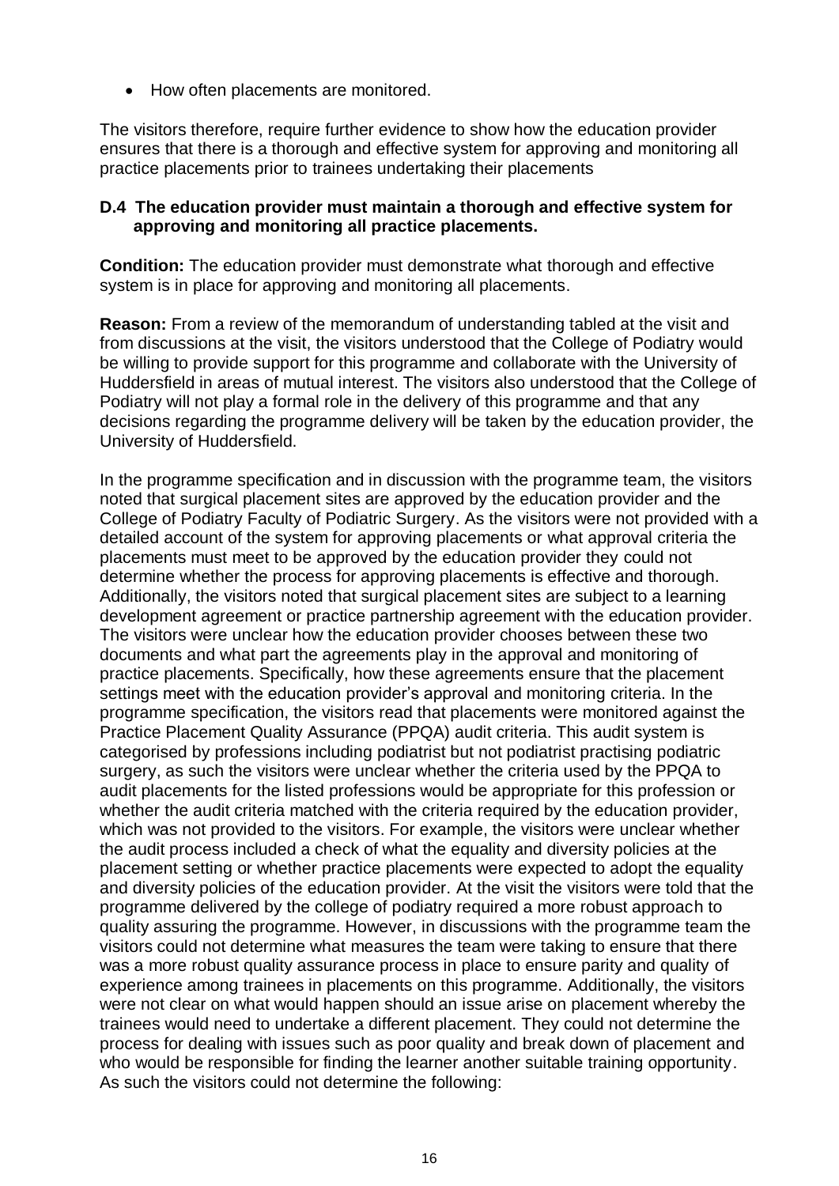- How often placements are monitored.

The visitors therefore, require further evidence to show how the education provider ensures that there is a thorough and effective system for approving and monitoring all practice placements prior to trainees undertaking their placements

**D.4 The education provider must maintain a thorough and effective system for approving and monitoring all practice placements.**

**Condition:** The education provider must demonstrate what thorough and effective system is in place for approving and monitoring all placements.

**Reason:** From a review of the memorandum of understanding tabled at the visit and from discussions at the visit, the visitors understood that the College of Podiatry would be willing to provide support for this programme and collaborate with the University of Huddersfield in areas of mutual interest. The visitors also understood that the College of Podiatry will not play a formal role in the delivery of this programme and that any decisions regarding the programme delivery will be taken by the education provider, the University of Huddersfield.

In the programme specification and in discussion with the programme team, the visitors noted that surgical placement sites are approved by the education provider and the College of Podiatry Faculty of Podiatric Surgery. As the visitors were not provided with a detailed account of the system for approving placements or what approval criteria the placements must meet to be approved by the education provider they could not determine whether the process for approving placements is effective and thorough. Additionally, the visitors noted that surgical placement sites are subject to a learning development agreement or practice partnership agreement with the education provider. The visitors were unclear how the education provider chooses between these two documents and what part the agreements play in the approval and monitoring of practice placements. Specifically, how these agreements ensure that the placement settings meet with the education provider's approval and monitoring criteria. In the programme specification, the visitors read that placements were monitored against the Practice Placement Quality Assurance (PPQA) audit criteria. This audit system is categorised by professions including podiatrist but not podiatrist practising podiatric surgery, as such the visitors were unclear whether the criteria used by the PPQA to audit placements for the listed professions would be appropriate for this profession or whether the audit criteria matched with the criteria required by the education provider, which was not provided to the visitors. For example, the visitors were unclear whether the audit process included a check of what the equality and diversity policies at the placement setting or whether practice placements were expected to adopt the equality and diversity policies of the education provider. At the visit the visitors were told that the programme delivered by the college of podiatry required a more robust approach to quality assuring the programme. However, in discussions with the programme team the visitors could not determine what measures the team were taking to ensure that there was a more robust quality assurance process in place to ensure parity and quality of experience among trainees in placements on this programme. Additionally, the visitors were not clear on what would happen should an issue arise on placement whereby the trainees would need to undertake a different placement. They could not determine the process for dealing with issues such as poor quality and break down of placement and who would be responsible for finding the learner another suitable training opportunity. As such the visitors could not determine the following: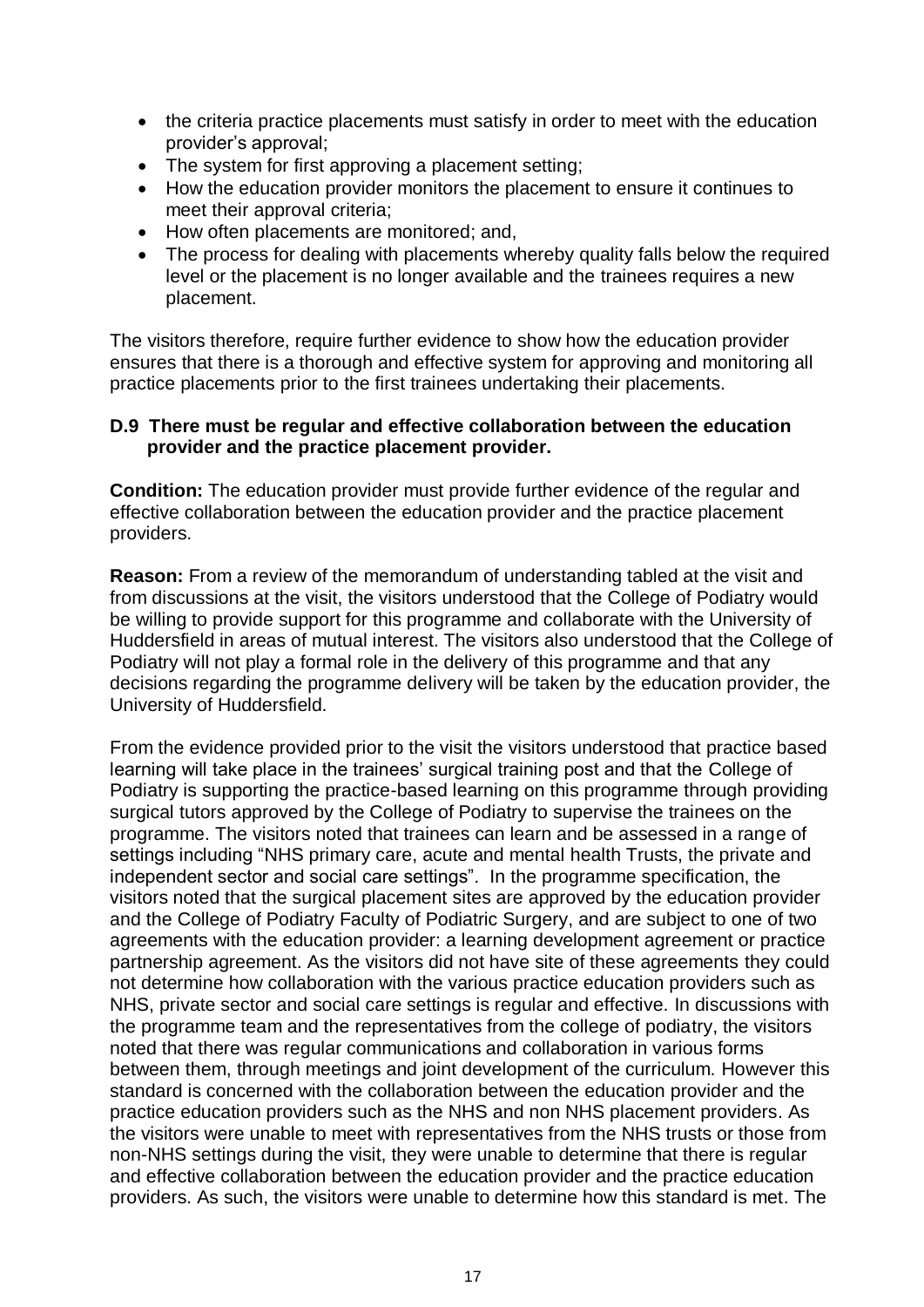- the criteria practice placements must satisfy in order to meet with the education provider's approval;
- The system for first approving a placement setting;
- How the education provider monitors the placement to ensure it continues to meet their approval criteria;
- How often placements are monitored; and,
- The process for dealing with placements whereby quality falls below the required level or the placement is no longer available and the trainees requires a new placement.

The visitors therefore, require further evidence to show how the education provider ensures that there is a thorough and effective system for approving and monitoring all practice placements prior to the first trainees undertaking their placements.

**D.9 There must be regular and effective collaboration between the education provider and the practice placement provider.**

**Condition:** The education provider must provide further evidence of the regular and effective collaboration between the education provider and the practice placement providers.

**Reason:** From a review of the memorandum of understanding tabled at the visit and from discussions at the visit, the visitors understood that the College of Podiatry would be willing to provide support for this programme and collaborate with the University of Huddersfield in areas of mutual interest. The visitors also understood that the College of Podiatry will not play a formal role in the delivery of this programme and that any decisions regarding the programme delivery will be taken by the education provider, the University of Huddersfield.

From the evidence provided prior to the visit the visitors understood that practice based learning will take place in the trainees' surgical training post and that the College of Podiatry is supporting the practice-based learning on this programme through providing surgical tutors approved by the College of Podiatry to supervise the trainees on the programme. The visitors noted that trainees can learn and be assessed in a range of settings including "NHS primary care, acute and mental health Trusts, the private and independent sector and social care settings". In the programme specification, the visitors noted that the surgical placement sites are approved by the education provider and the College of Podiatry Faculty of Podiatric Surgery, and are subject to one of two agreements with the education provider: a learning development agreement or practice partnership agreement. As the visitors did not have site of these agreements they could not determine how collaboration with the various practice education providers such as NHS, private sector and social care settings is regular and effective. In discussions with the programme team and the representatives from the college of podiatry, the visitors noted that there was regular communications and collaboration in various forms between them, through meetings and joint development of the curriculum. However this standard is concerned with the collaboration between the education provider and the practice education providers such as the NHS and non NHS placement providers. As the visitors were unable to meet with representatives from the NHS trusts or those from non-NHS settings during the visit, they were unable to determine that there is regular and effective collaboration between the education provider and the practice education providers. As such, the visitors were unable to determine how this standard is met. The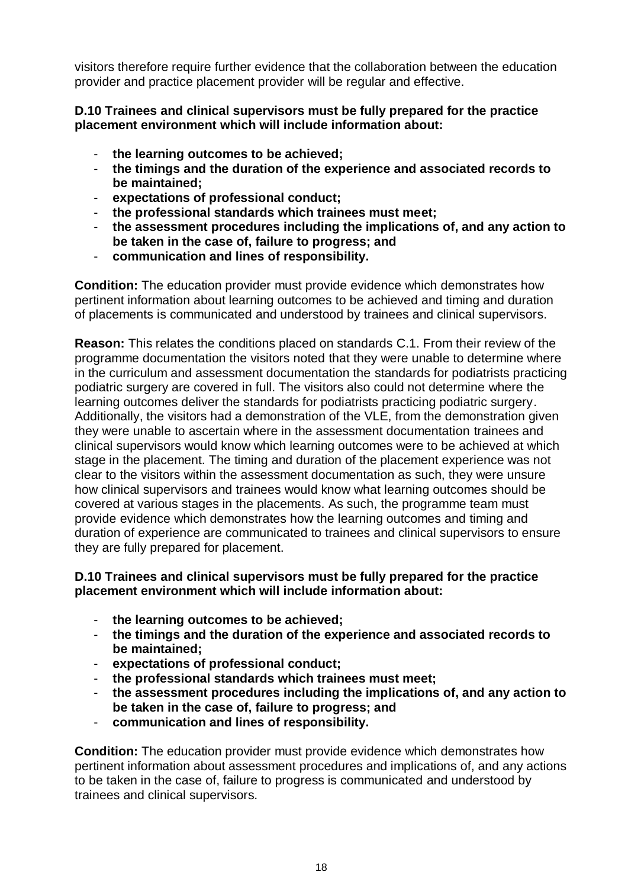visitors therefore require further evidence that the collaboration between the education provider and practice placement provider will be regular and effective.

**D.10 Trainees and clinical supervisors must be fully prepared for the practice placement environment which will include information about:**

- **the learning outcomes to be achieved;**
- **the timings and the duration of the experience and associated records to be maintained;**
- **expectations of professional conduct;**
- **the professional standards which trainees must meet;**
- **the assessment procedures including the implications of, and any action to be taken in the case of, failure to progress; and**
- **communication and lines of responsibility.**

**Condition:** The education provider must provide evidence which demonstrates how pertinent information about learning outcomes to be achieved and timing and duration of placements is communicated and understood by trainees and clinical supervisors.

**Reason:** This relates the conditions placed on standards C.1. From their review of the programme documentation the visitors noted that they were unable to determine where in the curriculum and assessment documentation the standards for podiatrists practicing podiatric surgery are covered in full. The visitors also could not determine where the learning outcomes deliver the standards for podiatrists practicing podiatric surgery. Additionally, the visitors had a demonstration of the VLE, from the demonstration given they were unable to ascertain where in the assessment documentation trainees and clinical supervisors would know which learning outcomes were to be achieved at which stage in the placement. The timing and duration of the placement experience was not clear to the visitors within the assessment documentation as such, they were unsure how clinical supervisors and trainees would know what learning outcomes should be covered at various stages in the placements. As such, the programme team must provide evidence which demonstrates how the learning outcomes and timing and duration of experience are communicated to trainees and clinical supervisors to ensure they are fully prepared for placement.

**D.10 Trainees and clinical supervisors must be fully prepared for the practice placement environment which will include information about:**

- **the learning outcomes to be achieved;**
- **the timings and the duration of the experience and associated records to be maintained;**
- **expectations of professional conduct;**
- **the professional standards which trainees must meet;**
- **the assessment procedures including the implications of, and any action to be taken in the case of, failure to progress; and**
- **communication and lines of responsibility.**

**Condition:** The education provider must provide evidence which demonstrates how pertinent information about assessment procedures and implications of, and any actions to be taken in the case of, failure to progress is communicated and understood by trainees and clinical supervisors.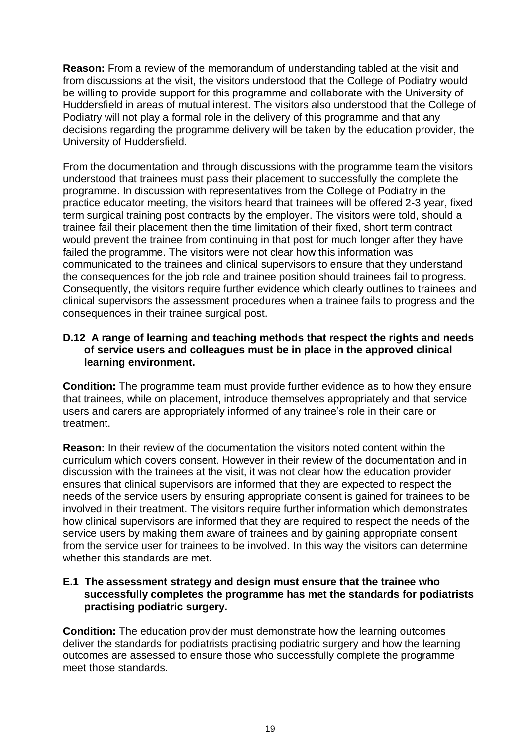**Reason:** From a review of the memorandum of understanding tabled at the visit and from discussions at the visit, the visitors understood that the College of Podiatry would be willing to provide support for this programme and collaborate with the University of Huddersfield in areas of mutual interest. The visitors also understood that the College of Podiatry will not play a formal role in the delivery of this programme and that any decisions regarding the programme delivery will be taken by the education provider, the University of Huddersfield.

From the documentation and through discussions with the programme team the visitors understood that trainees must pass their placement to successfully the complete the programme. In discussion with representatives from the College of Podiatry in the practice educator meeting, the visitors heard that trainees will be offered 2-3 year, fixed term surgical training post contracts by the employer. The visitors were told, should a trainee fail their placement then the time limitation of their fixed, short term contract would prevent the trainee from continuing in that post for much longer after they have failed the programme. The visitors were not clear how this information was communicated to the trainees and clinical supervisors to ensure that they understand the consequences for the job role and trainee position should trainees fail to progress. Consequently, the visitors require further evidence which clearly outlines to trainees and clinical supervisors the assessment procedures when a trainee fails to progress and the consequences in their trainee surgical post.

**D.12 A range of learning and teaching methods that respect the rights and needs of service users and colleagues must be in place in the approved clinical learning environment.**

**Condition:** The programme team must provide further evidence as to how they ensure that trainees, while on placement, introduce themselves appropriately and that service users and carers are appropriately informed of any trainee's role in their care or treatment.

**Reason:** In their review of the documentation the visitors noted content within the curriculum which covers consent. However in their review of the documentation and in discussion with the trainees at the visit, it was not clear how the education provider ensures that clinical supervisors are informed that they are expected to respect the needs of the service users by ensuring appropriate consent is gained for trainees to be involved in their treatment. The visitors require further information which demonstrates how clinical supervisors are informed that they are required to respect the needs of the service users by making them aware of trainees and by gaining appropriate consent from the service user for trainees to be involved. In this way the visitors can determine whether this standards are met.

**E.1 The assessment strategy and design must ensure that the trainee who successfully completes the programme has met the standards for podiatrists practising podiatric surgery.**

**Condition:** The education provider must demonstrate how the learning outcomes deliver the standards for podiatrists practising podiatric surgery and how the learning outcomes are assessed to ensure those who successfully complete the programme meet those standards.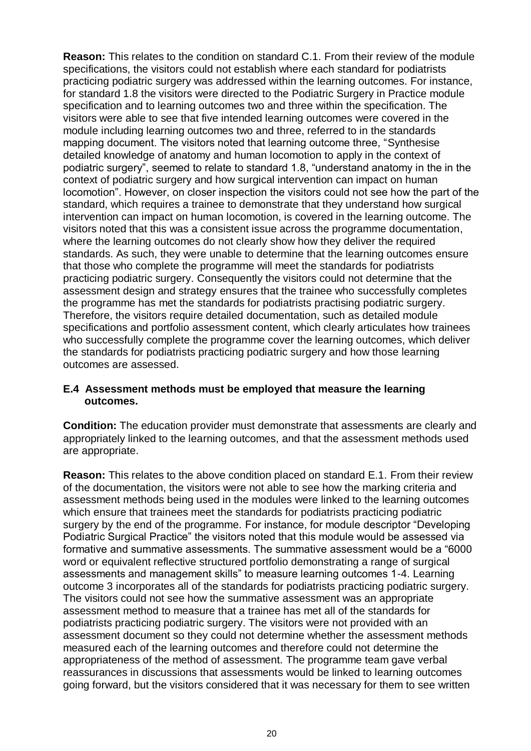**Reason:** This relates to the condition on standard C.1. From their review of the module specifications, the visitors could not establish where each standard for podiatrists practicing podiatric surgery was addressed within the learning outcomes. For instance, for standard 1.8 the visitors were directed to the Podiatric Surgery in Practice module specification and to learning outcomes two and three within the specification. The visitors were able to see that five intended learning outcomes were covered in the module including learning outcomes two and three, referred to in the standards mapping document. The visitors noted that learning outcome three, "Synthesise detailed knowledge of anatomy and human locomotion to apply in the context of podiatric surgery", seemed to relate to standard 1.8, "understand anatomy in the in the context of podiatric surgery and how surgical intervention can impact on human locomotion". However, on closer inspection the visitors could not see how the part of the standard, which requires a trainee to demonstrate that they understand how surgical intervention can impact on human locomotion, is covered in the learning outcome. The visitors noted that this was a consistent issue across the programme documentation, where the learning outcomes do not clearly show how they deliver the required standards. As such, they were unable to determine that the learning outcomes ensure that those who complete the programme will meet the standards for podiatrists practicing podiatric surgery. Consequently the visitors could not determine that the assessment design and strategy ensures that the trainee who successfully completes the programme has met the standards for podiatrists practising podiatric surgery. Therefore, the visitors require detailed documentation, such as detailed module specifications and portfolio assessment content, which clearly articulates how trainees who successfully complete the programme cover the learning outcomes, which deliver the standards for podiatrists practicing podiatric surgery and how those learning outcomes are assessed.

**E.4 Assessment methods must be employed that measure the learning outcomes.**

**Condition:** The education provider must demonstrate that assessments are clearly and appropriately linked to the learning outcomes, and that the assessment methods used are appropriate.

**Reason:** This relates to the above condition placed on standard E.1. From their review of the documentation, the visitors were not able to see how the marking criteria and assessment methods being used in the modules were linked to the learning outcomes which ensure that trainees meet the standards for podiatrists practicing podiatric surgery by the end of the programme. For instance, for module descriptor "Developing Podiatric Surgical Practice" the visitors noted that this module would be assessed via formative and summative assessments. The summative assessment would be a "6000 word or equivalent reflective structured portfolio demonstrating a range of surgical assessments and management skills" to measure learning outcomes 1-4. Learning outcome 3 incorporates all of the standards for podiatrists practicing podiatric surgery. The visitors could not see how the summative assessment was an appropriate assessment method to measure that a trainee has met all of the standards for podiatrists practicing podiatric surgery. The visitors were not provided with an assessment document so they could not determine whether the assessment methods measured each of the learning outcomes and therefore could not determine the appropriateness of the method of assessment. The programme team gave verbal reassurances in discussions that assessments would be linked to learning outcomes going forward, but the visitors considered that it was necessary for them to see written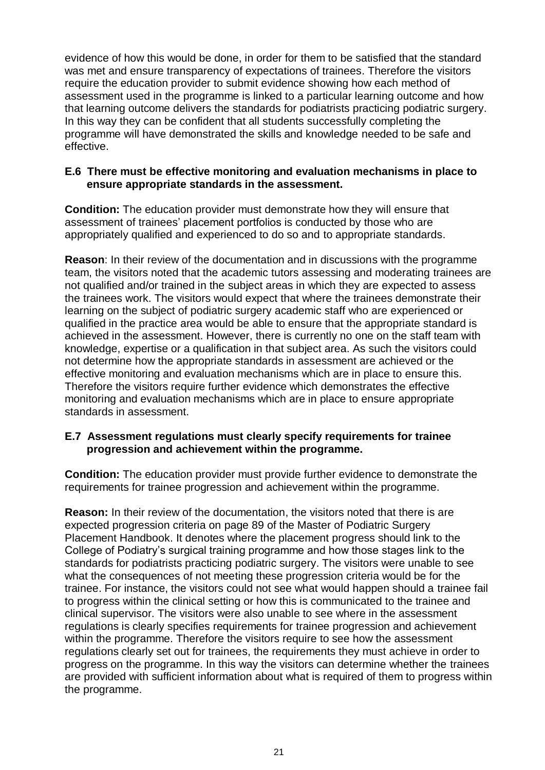evidence of how this would be done, in order for them to be satisfied that the standard was met and ensure transparency of expectations of trainees. Therefore the visitors require the education provider to submit evidence showing how each method of assessment used in the programme is linked to a particular learning outcome and how that learning outcome delivers the standards for podiatrists practicing podiatric surgery. In this way they can be confident that all students successfully completing the programme will have demonstrated the skills and knowledge needed to be safe and effective.

**E.6 There must be effective monitoring and evaluation mechanisms in place to ensure appropriate standards in the assessment.**

**Condition:** The education provider must demonstrate how they will ensure that assessment of trainees' placement portfolios is conducted by those who are appropriately qualified and experienced to do so and to appropriate standards.

**Reason**: In their review of the documentation and in discussions with the programme team, the visitors noted that the academic tutors assessing and moderating trainees are not qualified and/or trained in the subject areas in which they are expected to assess the trainees work. The visitors would expect that where the trainees demonstrate their learning on the subject of podiatric surgery academic staff who are experienced or qualified in the practice area would be able to ensure that the appropriate standard is achieved in the assessment. However, there is currently no one on the staff team with knowledge, expertise or a qualification in that subject area. As such the visitors could not determine how the appropriate standards in assessment are achieved or the effective monitoring and evaluation mechanisms which are in place to ensure this. Therefore the visitors require further evidence which demonstrates the effective monitoring and evaluation mechanisms which are in place to ensure appropriate standards in assessment.

**E.7 Assessment regulations must clearly specify requirements for trainee progression and achievement within the programme.**

**Condition:** The education provider must provide further evidence to demonstrate the requirements for trainee progression and achievement within the programme.

**Reason:** In their review of the documentation, the visitors noted that there is are expected progression criteria on page 89 of the Master of Podiatric Surgery Placement Handbook. It denotes where the placement progress should link to the College of Podiatry's surgical training programme and how those stages link to the standards for podiatrists practicing podiatric surgery. The visitors were unable to see what the consequences of not meeting these progression criteria would be for the trainee. For instance, the visitors could not see what would happen should a trainee fail to progress within the clinical setting or how this is communicated to the trainee and clinical supervisor. The visitors were also unable to see where in the assessment regulations is clearly specifies requirements for trainee progression and achievement within the programme. Therefore the visitors require to see how the assessment regulations clearly set out for trainees, the requirements they must achieve in order to progress on the programme. In this way the visitors can determine whether the trainees are provided with sufficient information about what is required of them to progress within the programme.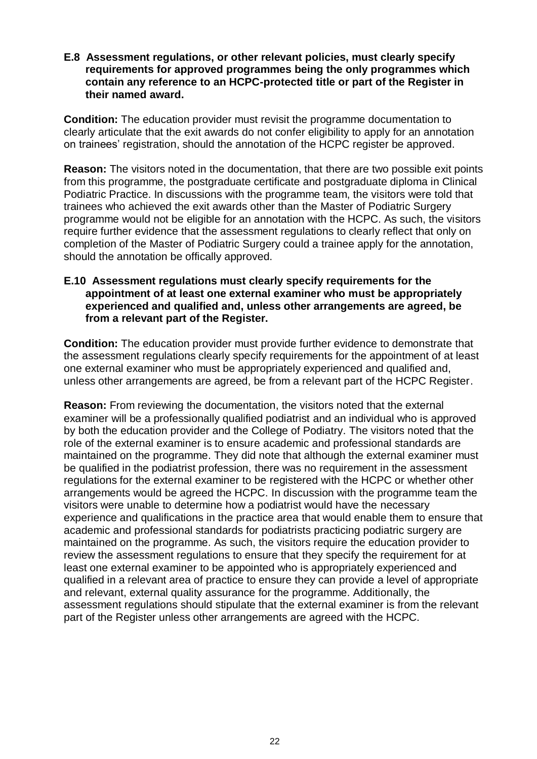**E.8 Assessment regulations, or other relevant policies, must clearly specify requirements for approved programmes being the only programmes which contain any reference to an HCPC-protected title or part of the Register in their named award.**

**Condition:** The education provider must revisit the programme documentation to clearly articulate that the exit awards do not confer eligibility to apply for an annotation on trainees' registration, should the annotation of the HCPC register be approved.

**Reason:** The visitors noted in the documentation, that there are two possible exit points from this programme, the postgraduate certificate and postgraduate diploma in Clinical Podiatric Practice. In discussions with the programme team, the visitors were told that trainees who achieved the exit awards other than the Master of Podiatric Surgery programme would not be eligible for an annotation with the HCPC. As such, the visitors require further evidence that the assessment regulations to clearly reflect that only on completion of the Master of Podiatric Surgery could a trainee apply for the annotation, should the annotation be offically approved.

**E.10 Assessment regulations must clearly specify requirements for the appointment of at least one external examiner who must be appropriately experienced and qualified and, unless other arrangements are agreed, be from a relevant part of the Register.**

**Condition:** The education provider must provide further evidence to demonstrate that the assessment regulations clearly specify requirements for the appointment of at least one external examiner who must be appropriately experienced and qualified and, unless other arrangements are agreed, be from a relevant part of the HCPC Register.

**Reason:** From reviewing the documentation, the visitors noted that the external examiner will be a professionally qualified podiatrist and an individual who is approved by both the education provider and the College of Podiatry. The visitors noted that the role of the external examiner is to ensure academic and professional standards are maintained on the programme. They did note that although the external examiner must be qualified in the podiatrist profession, there was no requirement in the assessment regulations for the external examiner to be registered with the HCPC or whether other arrangements would be agreed the HCPC. In discussion with the programme team the visitors were unable to determine how a podiatrist would have the necessary experience and qualifications in the practice area that would enable them to ensure that academic and professional standards for podiatrists practicing podiatric surgery are maintained on the programme. As such, the visitors require the education provider to review the assessment regulations to ensure that they specify the requirement for at least one external examiner to be appointed who is appropriately experienced and qualified in a relevant area of practice to ensure they can provide a level of appropriate and relevant, external quality assurance for the programme. Additionally, the assessment regulations should stipulate that the external examiner is from the relevant part of the Register unless other arrangements are agreed with the HCPC.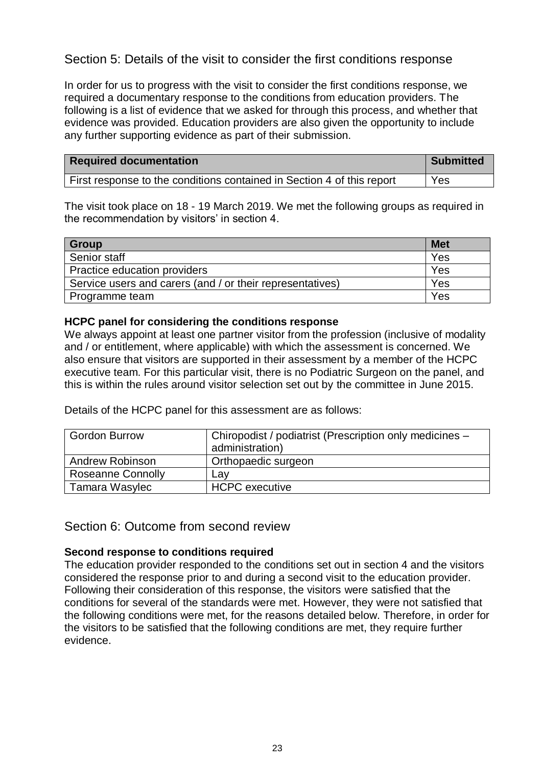## Section 5: Details of the visit to consider the first conditions response

In order for us to progress with the visit to consider the first conditions response, we required a documentary response to the conditions from education providers. The following is a list of evidence that we asked for through this process, and whether that evidence was provided. Education providers are also given the opportunity to include any further supporting evidence as part of their submission.

| Required documentation | Submitted |
| --- | --- |
| First response to the conditions contained in Section 4 of this report | Yes |

The visit took place on 18 - 19 March 2019. We met the following groups as required in the recommendation by visitors' in section 4.

| Group | Met |
| --- | --- |
| Senior staff | Yes |
| Practice education providers | Yes |
| Service users and carers (and / or their representatives) | Yes |
| Programme team | Yes |

**HCPC panel for considering the conditions response**

We always appoint at least one partner visitor from the profession (inclusive of modality and / or entitlement, where applicable) with which the assessment is concerned. We also ensure that visitors are supported in their assessment by a member of the HCPC executive team. For this particular visit, there is no Podiatric Surgeon on the panel, and this is within the rules around visitor selection set out by the committee in June 2015.

Details of the HCPC panel for this assessment are as follows:

| | |
| --- | --- |
| Gordon Burrow | Chiropodist / podiatrist (Prescription only medicines – administration) |
| Andrew Robinson | Orthopaedic surgeon |
| Roseanne Connolly | Lay |
| Tamara Wasylec | HCPC executive |

## Section 6: Outcome from second review

**Second response to conditions required**

The education provider responded to the conditions set out in section 4 and the visitors considered the response prior to and during a second visit to the education provider. Following their consideration of this response, the visitors were satisfied that the conditions for several of the standards were met. However, they were not satisfied that the following conditions were met, for the reasons detailed below. Therefore, in order for the visitors to be satisfied that the following conditions are met, they require further evidence.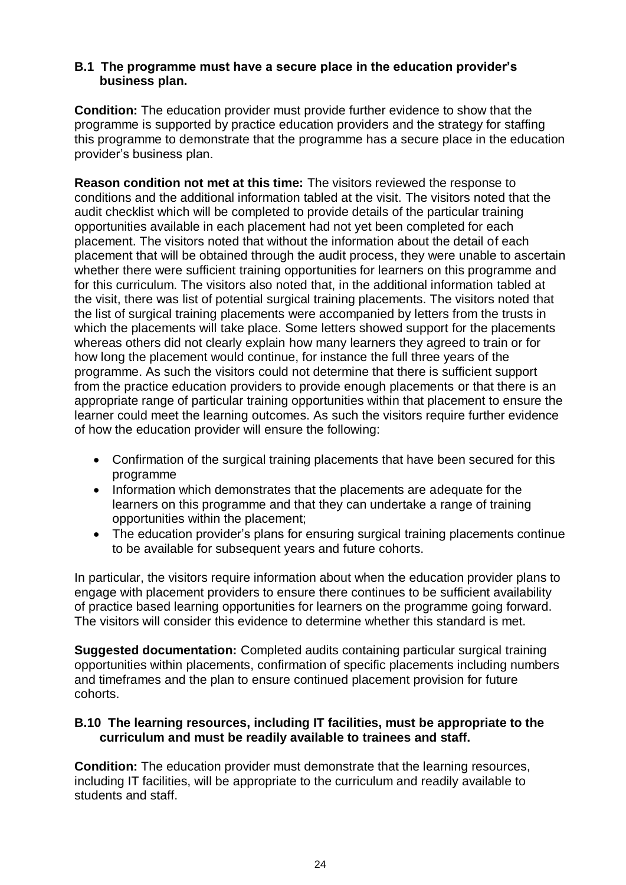**B.1 The programme must have a secure place in the education provider's business plan.**

**Condition:** The education provider must provide further evidence to show that the programme is supported by practice education providers and the strategy for staffing this programme to demonstrate that the programme has a secure place in the education provider's business plan.

**Reason condition not met at this time:** The visitors reviewed the response to conditions and the additional information tabled at the visit. The visitors noted that the audit checklist which will be completed to provide details of the particular training opportunities available in each placement had not yet been completed for each placement. The visitors noted that without the information about the detail of each placement that will be obtained through the audit process, they were unable to ascertain whether there were sufficient training opportunities for learners on this programme and for this curriculum. The visitors also noted that, in the additional information tabled at the visit, there was list of potential surgical training placements. The visitors noted that the list of surgical training placements were accompanied by letters from the trusts in which the placements will take place. Some letters showed support for the placements whereas others did not clearly explain how many learners they agreed to train or for how long the placement would continue, for instance the full three years of the programme. As such the visitors could not determine that there is sufficient support from the practice education providers to provide enough placements or that there is an appropriate range of particular training opportunities within that placement to ensure the learner could meet the learning outcomes. As such the visitors require further evidence of how the education provider will ensure the following:

- Confirmation of the surgical training placements that have been secured for this programme
- Information which demonstrates that the placements are adequate for the learners on this programme and that they can undertake a range of training opportunities within the placement;
- The education provider's plans for ensuring surgical training placements continue to be available for subsequent years and future cohorts.

In particular, the visitors require information about when the education provider plans to engage with placement providers to ensure there continues to be sufficient availability of practice based learning opportunities for learners on the programme going forward. The visitors will consider this evidence to determine whether this standard is met.

**Suggested documentation:** Completed audits containing particular surgical training opportunities within placements, confirmation of specific placements including numbers and timeframes and the plan to ensure continued placement provision for future cohorts.

**B.10 The learning resources, including IT facilities, must be appropriate to the curriculum and must be readily available to trainees and staff.**

**Condition:** The education provider must demonstrate that the learning resources, including IT facilities, will be appropriate to the curriculum and readily available to students and staff.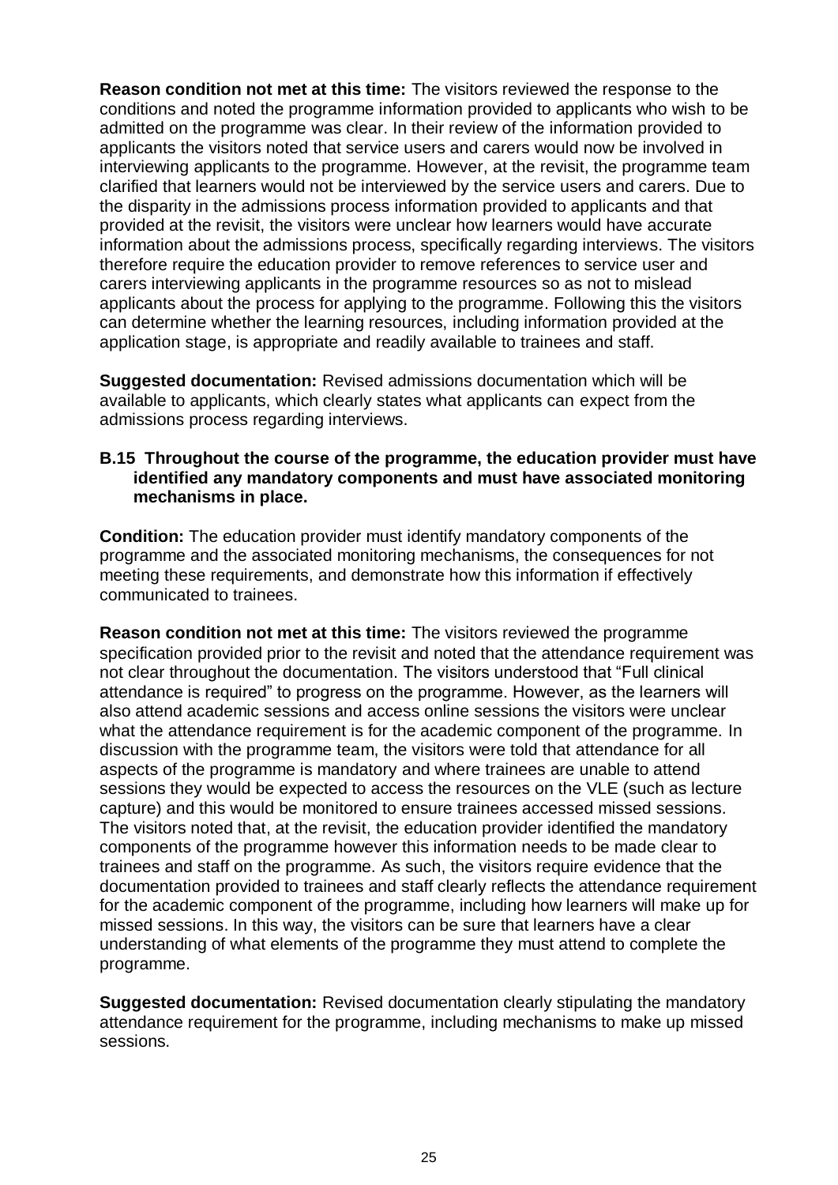**Reason condition not met at this time:** The visitors reviewed the response to the conditions and noted the programme information provided to applicants who wish to be admitted on the programme was clear. In their review of the information provided to applicants the visitors noted that service users and carers would now be involved in interviewing applicants to the programme. However, at the revisit, the programme team clarified that learners would not be interviewed by the service users and carers. Due to the disparity in the admissions process information provided to applicants and that provided at the revisit, the visitors were unclear how learners would have accurate information about the admissions process, specifically regarding interviews. The visitors therefore require the education provider to remove references to service user and carers interviewing applicants in the programme resources so as not to mislead applicants about the process for applying to the programme. Following this the visitors can determine whether the learning resources, including information provided at the application stage, is appropriate and readily available to trainees and staff.

**Suggested documentation:** Revised admissions documentation which will be available to applicants, which clearly states what applicants can expect from the admissions process regarding interviews.

**B.15 Throughout the course of the programme, the education provider must have identified any mandatory components and must have associated monitoring mechanisms in place.**

**Condition:** The education provider must identify mandatory components of the programme and the associated monitoring mechanisms, the consequences for not meeting these requirements, and demonstrate how this information if effectively communicated to trainees.

**Reason condition not met at this time:** The visitors reviewed the programme specification provided prior to the revisit and noted that the attendance requirement was not clear throughout the documentation. The visitors understood that "Full clinical attendance is required" to progress on the programme. However, as the learners will also attend academic sessions and access online sessions the visitors were unclear what the attendance requirement is for the academic component of the programme. In discussion with the programme team, the visitors were told that attendance for all aspects of the programme is mandatory and where trainees are unable to attend sessions they would be expected to access the resources on the VLE (such as lecture capture) and this would be monitored to ensure trainees accessed missed sessions. The visitors noted that, at the revisit, the education provider identified the mandatory components of the programme however this information needs to be made clear to trainees and staff on the programme. As such, the visitors require evidence that the documentation provided to trainees and staff clearly reflects the attendance requirement for the academic component of the programme, including how learners will make up for missed sessions. In this way, the visitors can be sure that learners have a clear understanding of what elements of the programme they must attend to complete the programme.

**Suggested documentation:** Revised documentation clearly stipulating the mandatory attendance requirement for the programme, including mechanisms to make up missed sessions.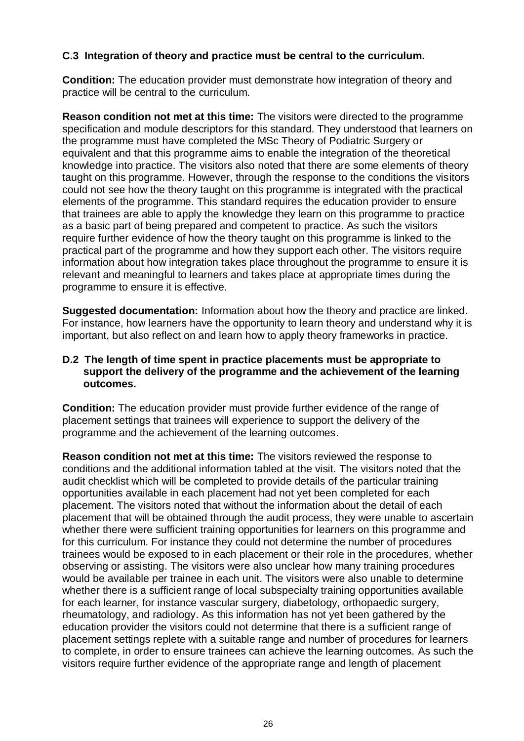**C.3 Integration of theory and practice must be central to the curriculum.**

**Condition:** The education provider must demonstrate how integration of theory and practice will be central to the curriculum.

**Reason condition not met at this time:** The visitors were directed to the programme specification and module descriptors for this standard. They understood that learners on the programme must have completed the MSc Theory of Podiatric Surgery or equivalent and that this programme aims to enable the integration of the theoretical knowledge into practice. The visitors also noted that there are some elements of theory taught on this programme. However, through the response to the conditions the visitors could not see how the theory taught on this programme is integrated with the practical elements of the programme. This standard requires the education provider to ensure that trainees are able to apply the knowledge they learn on this programme to practice as a basic part of being prepared and competent to practice. As such the visitors require further evidence of how the theory taught on this programme is linked to the practical part of the programme and how they support each other. The visitors require information about how integration takes place throughout the programme to ensure it is relevant and meaningful to learners and takes place at appropriate times during the programme to ensure it is effective.

**Suggested documentation:** Information about how the theory and practice are linked. For instance, how learners have the opportunity to learn theory and understand why it is important, but also reflect on and learn how to apply theory frameworks in practice.

**D.2 The length of time spent in practice placements must be appropriate to support the delivery of the programme and the achievement of the learning outcomes.**

**Condition:** The education provider must provide further evidence of the range of placement settings that trainees will experience to support the delivery of the programme and the achievement of the learning outcomes.

**Reason condition not met at this time:** The visitors reviewed the response to conditions and the additional information tabled at the visit. The visitors noted that the audit checklist which will be completed to provide details of the particular training opportunities available in each placement had not yet been completed for each placement. The visitors noted that without the information about the detail of each placement that will be obtained through the audit process, they were unable to ascertain whether there were sufficient training opportunities for learners on this programme and for this curriculum. For instance they could not determine the number of procedures trainees would be exposed to in each placement or their role in the procedures, whether observing or assisting. The visitors were also unclear how many training procedures would be available per trainee in each unit. The visitors were also unable to determine whether there is a sufficient range of local subspecialty training opportunities available for each learner, for instance vascular surgery, diabetology, orthopaedic surgery, rheumatology, and radiology. As this information has not yet been gathered by the education provider the visitors could not determine that there is a sufficient range of placement settings replete with a suitable range and number of procedures for learners to complete, in order to ensure trainees can achieve the learning outcomes. As such the visitors require further evidence of the appropriate range and length of placement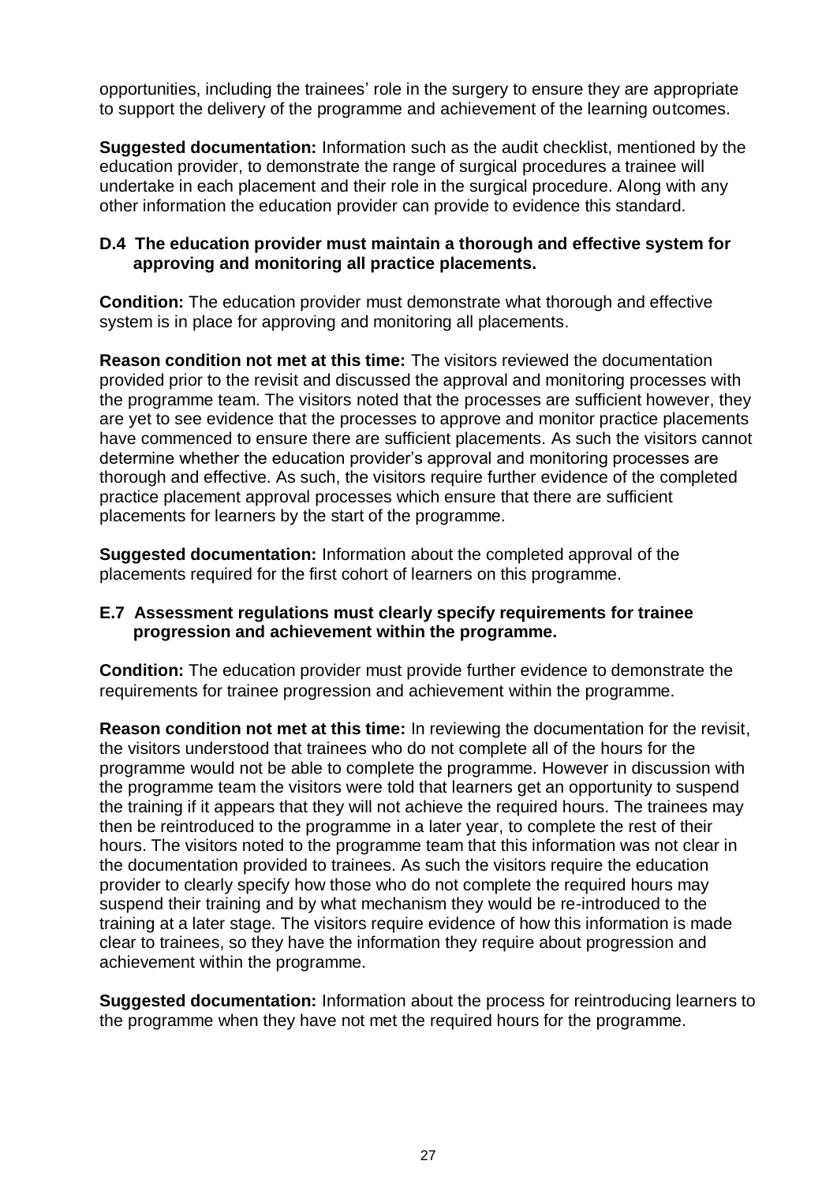opportunities, including the trainees' role in the surgery to ensure they are appropriate to support the delivery of the programme and achievement of the learning outcomes.

**Suggested documentation:** Information such as the audit checklist, mentioned by the education provider, to demonstrate the range of surgical procedures a trainee will undertake in each placement and their role in the surgical procedure. Along with any other information the education provider can provide to evidence this standard.

**D.4 The education provider must maintain a thorough and effective system for approving and monitoring all practice placements.**

**Condition:** The education provider must demonstrate what thorough and effective system is in place for approving and monitoring all placements.

**Reason condition not met at this time:** The visitors reviewed the documentation provided prior to the revisit and discussed the approval and monitoring processes with the programme team. The visitors noted that the processes are sufficient however, they are yet to see evidence that the processes to approve and monitor practice placements have commenced to ensure there are sufficient placements. As such the visitors cannot determine whether the education provider's approval and monitoring processes are thorough and effective. As such, the visitors require further evidence of the completed practice placement approval processes which ensure that there are sufficient placements for learners by the start of the programme.

**Suggested documentation:** Information about the completed approval of the placements required for the first cohort of learners on this programme.

**E.7 Assessment regulations must clearly specify requirements for trainee progression and achievement within the programme.**

**Condition:** The education provider must provide further evidence to demonstrate the requirements for trainee progression and achievement within the programme.

**Reason condition not met at this time:** In reviewing the documentation for the revisit, the visitors understood that trainees who do not complete all of the hours for the programme would not be able to complete the programme. However in discussion with the programme team the visitors were told that learners get an opportunity to suspend the training if it appears that they will not achieve the required hours. The trainees may then be reintroduced to the programme in a later year, to complete the rest of their hours. The visitors noted to the programme team that this information was not clear in the documentation provided to trainees. As such the visitors require the education provider to clearly specify how those who do not complete the required hours may suspend their training and by what mechanism they would be re-introduced to the training at a later stage. The visitors require evidence of how this information is made clear to trainees, so they have the information they require about progression and achievement within the programme.

**Suggested documentation:** Information about the process for reintroducing learners to the programme when they have not met the required hours for the programme.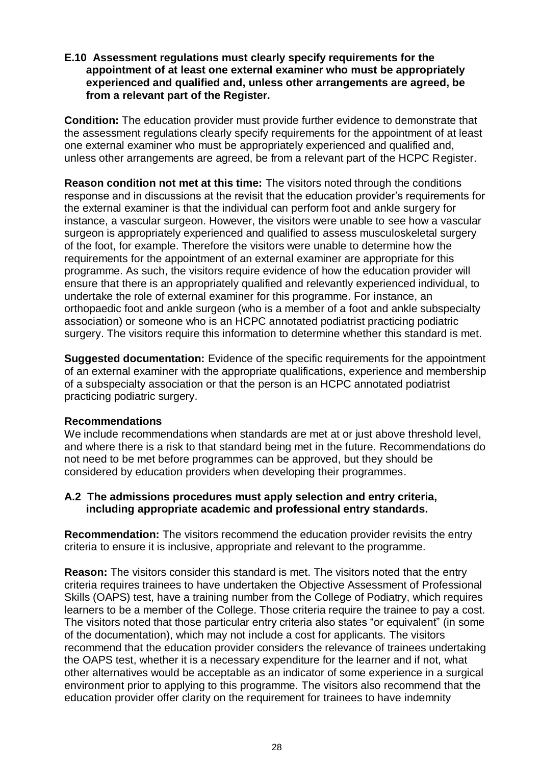**E.10 Assessment regulations must clearly specify requirements for the appointment of at least one external examiner who must be appropriately experienced and qualified and, unless other arrangements are agreed, be from a relevant part of the Register.**

**Condition:** The education provider must provide further evidence to demonstrate that the assessment regulations clearly specify requirements for the appointment of at least one external examiner who must be appropriately experienced and qualified and, unless other arrangements are agreed, be from a relevant part of the HCPC Register.

**Reason condition not met at this time:** The visitors noted through the conditions response and in discussions at the revisit that the education provider's requirements for the external examiner is that the individual can perform foot and ankle surgery for instance, a vascular surgeon. However, the visitors were unable to see how a vascular surgeon is appropriately experienced and qualified to assess musculoskeletal surgery of the foot, for example. Therefore the visitors were unable to determine how the requirements for the appointment of an external examiner are appropriate for this programme. As such, the visitors require evidence of how the education provider will ensure that there is an appropriately qualified and relevantly experienced individual, to undertake the role of external examiner for this programme. For instance, an orthopaedic foot and ankle surgeon (who is a member of a foot and ankle subspecialty association) or someone who is an HCPC annotated podiatrist practicing podiatric surgery. The visitors require this information to determine whether this standard is met.

**Suggested documentation:** Evidence of the specific requirements for the appointment of an external examiner with the appropriate qualifications, experience and membership of a subspecialty association or that the person is an HCPC annotated podiatrist practicing podiatric surgery.

## Recommendations

We include recommendations when standards are met at or just above threshold level, and where there is a risk to that standard being met in the future. Recommendations do not need to be met before programmes can be approved, but they should be considered by education providers when developing their programmes.

**A.2 The admissions procedures must apply selection and entry criteria, including appropriate academic and professional entry standards.**

**Recommendation:** The visitors recommend the education provider revisits the entry criteria to ensure it is inclusive, appropriate and relevant to the programme.

**Reason:** The visitors consider this standard is met. The visitors noted that the entry criteria requires trainees to have undertaken the Objective Assessment of Professional Skills (OAPS) test, have a training number from the College of Podiatry, which requires learners to be a member of the College. Those criteria require the trainee to pay a cost. The visitors noted that those particular entry criteria also states "or equivalent" (in some of the documentation), which may not include a cost for applicants. The visitors recommend that the education provider considers the relevance of trainees undertaking the OAPS test, whether it is a necessary expenditure for the learner and if not, what other alternatives would be acceptable as an indicator of some experience in a surgical environment prior to applying to this programme. The visitors also recommend that the education provider offer clarity on the requirement for trainees to have indemnity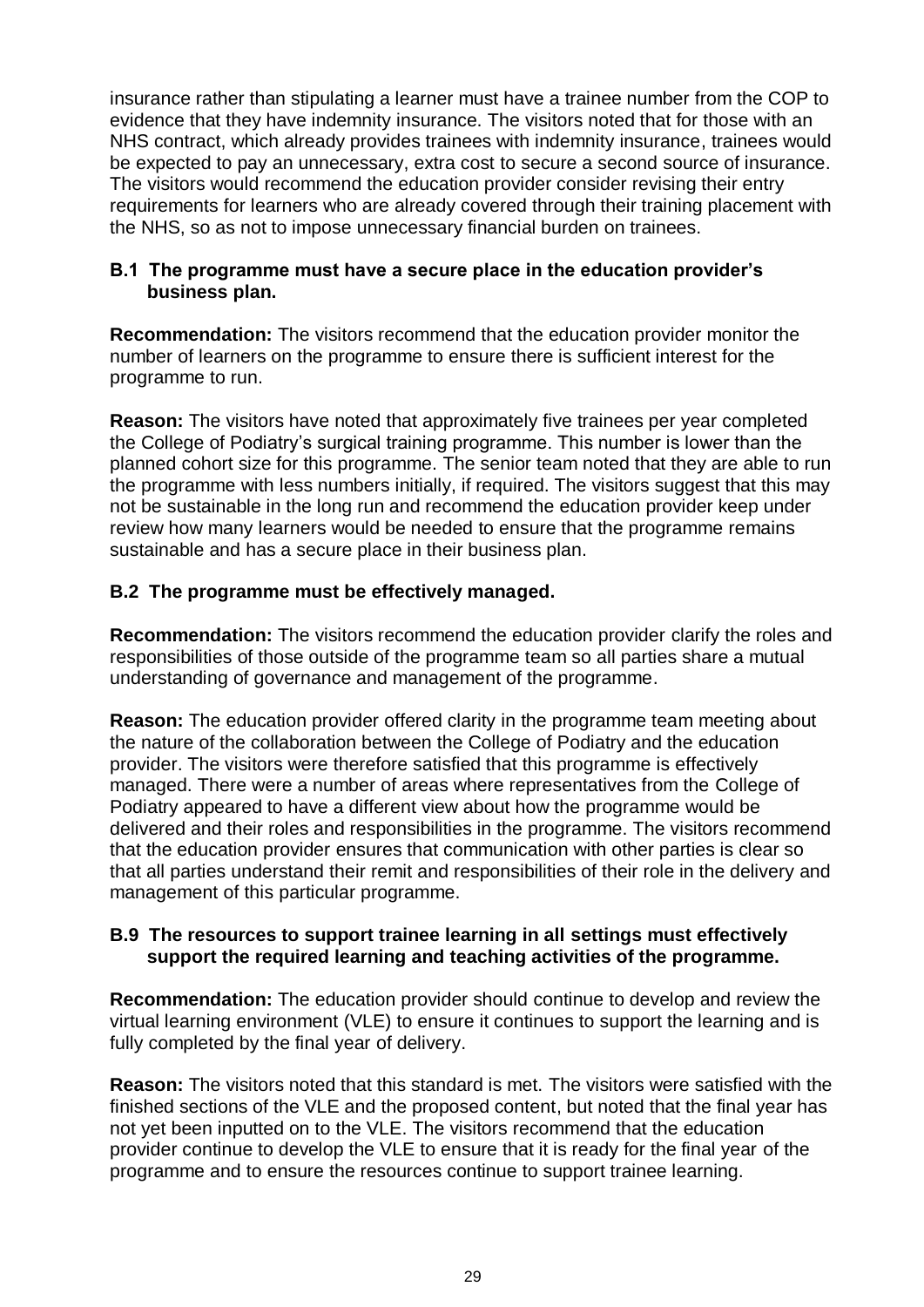insurance rather than stipulating a learner must have a trainee number from the COP to evidence that they have indemnity insurance. The visitors noted that for those with an NHS contract, which already provides trainees with indemnity insurance, trainees would be expected to pay an unnecessary, extra cost to secure a second source of insurance. The visitors would recommend the education provider consider revising their entry requirements for learners who are already covered through their training placement with the NHS, so as not to impose unnecessary financial burden on trainees.

**B.1 The programme must have a secure place in the education provider's business plan.**

**Recommendation:** The visitors recommend that the education provider monitor the number of learners on the programme to ensure there is sufficient interest for the programme to run.

**Reason:** The visitors have noted that approximately five trainees per year completed the College of Podiatry's surgical training programme. This number is lower than the planned cohort size for this programme. The senior team noted that they are able to run the programme with less numbers initially, if required. The visitors suggest that this may not be sustainable in the long run and recommend the education provider keep under review how many learners would be needed to ensure that the programme remains sustainable and has a secure place in their business plan.

**B.2 The programme must be effectively managed.**

**Recommendation:** The visitors recommend the education provider clarify the roles and responsibilities of those outside of the programme team so all parties share a mutual understanding of governance and management of the programme.

**Reason:** The education provider offered clarity in the programme team meeting about the nature of the collaboration between the College of Podiatry and the education provider. The visitors were therefore satisfied that this programme is effectively managed. There were a number of areas where representatives from the College of Podiatry appeared to have a different view about how the programme would be delivered and their roles and responsibilities in the programme. The visitors recommend that the education provider ensures that communication with other parties is clear so that all parties understand their remit and responsibilities of their role in the delivery and management of this particular programme.

**B.9 The resources to support trainee learning in all settings must effectively support the required learning and teaching activities of the programme.**

**Recommendation:** The education provider should continue to develop and review the virtual learning environment (VLE) to ensure it continues to support the learning and is fully completed by the final year of delivery.

**Reason:** The visitors noted that this standard is met. The visitors were satisfied with the finished sections of the VLE and the proposed content, but noted that the final year has not yet been inputted on to the VLE. The visitors recommend that the education provider continue to develop the VLE to ensure that it is ready for the final year of the programme and to ensure the resources continue to support trainee learning.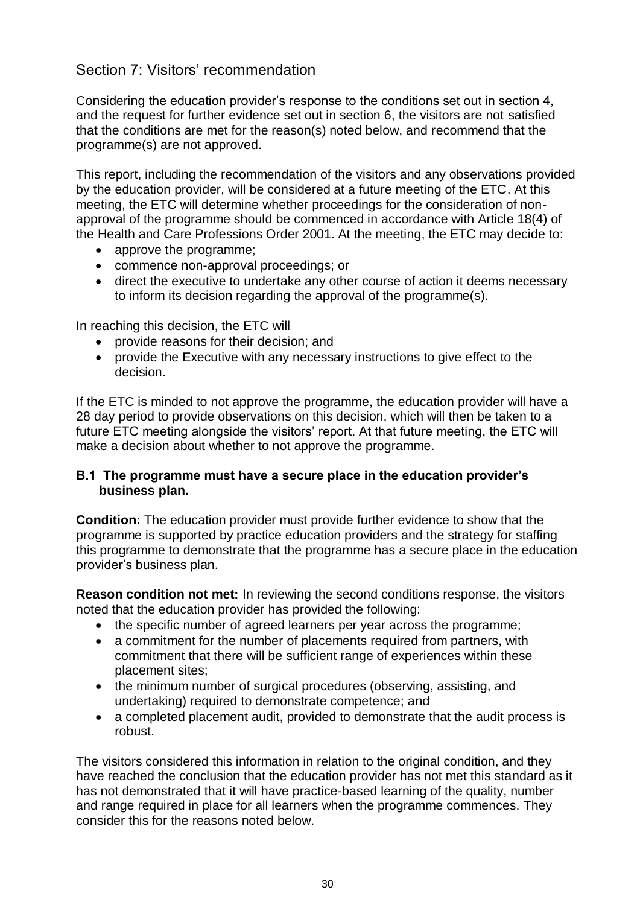## Section 7: Visitors' recommendation

Considering the education provider's response to the conditions set out in section 4, and the request for further evidence set out in section 6, the visitors are not satisfied that the conditions are met for the reason(s) noted below, and recommend that the programme(s) are not approved.

This report, including the recommendation of the visitors and any observations provided by the education provider, will be considered at a future meeting of the ETC. At this meeting, the ETC will determine whether proceedings for the consideration of non-approval of the programme should be commenced in accordance with Article 18(4) of the Health and Care Professions Order 2001. At the meeting, the ETC may decide to:

- approve the programme;
- commence non-approval proceedings; or
- direct the executive to undertake any other course of action it deems necessary to inform its decision regarding the approval of the programme(s).

In reaching this decision, the ETC will

- provide reasons for their decision; and
- provide the Executive with any necessary instructions to give effect to the decision.

If the ETC is minded to not approve the programme, the education provider will have a 28 day period to provide observations on this decision, which will then be taken to a future ETC meeting alongside the visitors' report. At that future meeting, the ETC will make a decision about whether to not approve the programme.

**B.1 The programme must have a secure place in the education provider's business plan.**

**Condition:** The education provider must provide further evidence to show that the programme is supported by practice education providers and the strategy for staffing this programme to demonstrate that the programme has a secure place in the education provider's business plan.

**Reason condition not met:** In reviewing the second conditions response, the visitors noted that the education provider has provided the following:

- the specific number of agreed learners per year across the programme;
- a commitment for the number of placements required from partners, with commitment that there will be sufficient range of experiences within these placement sites;
- the minimum number of surgical procedures (observing, assisting, and undertaking) required to demonstrate competence; and
- a completed placement audit, provided to demonstrate that the audit process is robust.

The visitors considered this information in relation to the original condition, and they have reached the conclusion that the education provider has not met this standard as it has not demonstrated that it will have practice-based learning of the quality, number and range required in place for all learners when the programme commences. They consider this for the reasons noted below.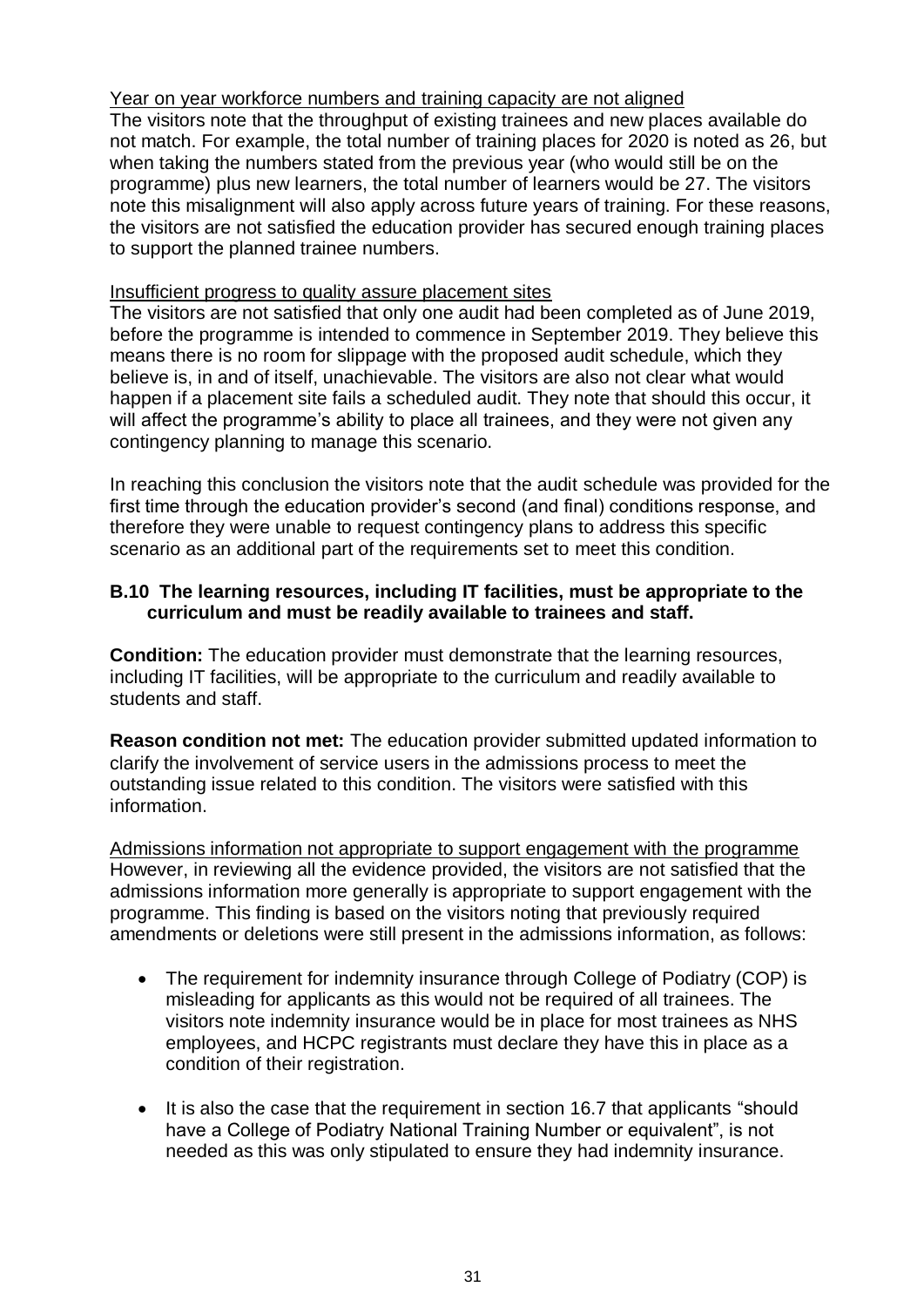Year on year workforce numbers and training capacity are not aligned

The visitors note that the throughput of existing trainees and new places available do not match. For example, the total number of training places for 2020 is noted as 26, but when taking the numbers stated from the previous year (who would still be on the programme) plus new learners, the total number of learners would be 27. The visitors note this misalignment will also apply across future years of training. For these reasons, the visitors are not satisfied the education provider has secured enough training places to support the planned trainee numbers.

Insufficient progress to quality assure placement sites

The visitors are not satisfied that only one audit had been completed as of June 2019, before the programme is intended to commence in September 2019. They believe this means there is no room for slippage with the proposed audit schedule, which they believe is, in and of itself, unachievable. The visitors are also not clear what would happen if a placement site fails a scheduled audit. They note that should this occur, it will affect the programme's ability to place all trainees, and they were not given any contingency planning to manage this scenario.

In reaching this conclusion the visitors note that the audit schedule was provided for the first time through the education provider's second (and final) conditions response, and therefore they were unable to request contingency plans to address this specific scenario as an additional part of the requirements set to meet this condition.

**B.10 The learning resources, including IT facilities, must be appropriate to the curriculum and must be readily available to trainees and staff.**

**Condition:** The education provider must demonstrate that the learning resources, including IT facilities, will be appropriate to the curriculum and readily available to students and staff.

**Reason condition not met:** The education provider submitted updated information to clarify the involvement of service users in the admissions process to meet the outstanding issue related to this condition. The visitors were satisfied with this information.

Admissions information not appropriate to support engagement with the programme

However, in reviewing all the evidence provided, the visitors are not satisfied that the admissions information more generally is appropriate to support engagement with the programme. This finding is based on the visitors noting that previously required amendments or deletions were still present in the admissions information, as follows:

- The requirement for indemnity insurance through College of Podiatry (COP) is misleading for applicants as this would not be required of all trainees. The visitors note indemnity insurance would be in place for most trainees as NHS employees, and HCPC registrants must declare they have this in place as a condition of their registration.

- It is also the case that the requirement in section 16.7 that applicants "should have a College of Podiatry National Training Number or equivalent", is not needed as this was only stipulated to ensure they had indemnity insurance.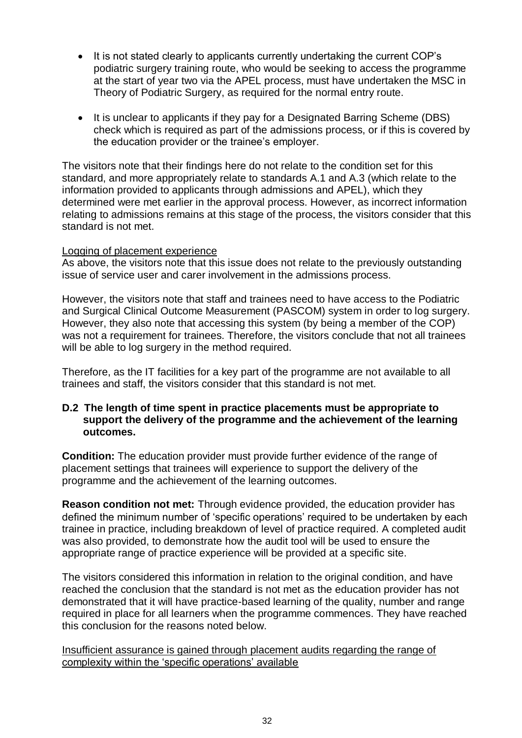- It is not stated clearly to applicants currently undertaking the current COP's podiatric surgery training route, who would be seeking to access the programme at the start of year two via the APEL process, must have undertaken the MSC in Theory of Podiatric Surgery, as required for the normal entry route.
- It is unclear to applicants if they pay for a Designated Barring Scheme (DBS) check which is required as part of the admissions process, or if this is covered by the education provider or the trainee's employer.

The visitors note that their findings here do not relate to the condition set for this standard, and more appropriately relate to standards A.1 and A.3 (which relate to the information provided to applicants through admissions and APEL), which they determined were met earlier in the approval process. However, as incorrect information relating to admissions remains at this stage of the process, the visitors consider that this standard is not met.

<u>Logging of placement experience</u>

As above, the visitors note that this issue does not relate to the previously outstanding issue of service user and carer involvement in the admissions process.

However, the visitors note that staff and trainees need to have access to the Podiatric and Surgical Clinical Outcome Measurement (PASCOM) system in order to log surgery. However, they also note that accessing this system (by being a member of the COP) was not a requirement for trainees. Therefore, the visitors conclude that not all trainees will be able to log surgery in the method required.

Therefore, as the IT facilities for a key part of the programme are not available to all trainees and staff, the visitors consider that this standard is not met.

**D.2 The length of time spent in practice placements must be appropriate to support the delivery of the programme and the achievement of the learning outcomes.**

**Condition:** The education provider must provide further evidence of the range of placement settings that trainees will experience to support the delivery of the programme and the achievement of the learning outcomes.

**Reason condition not met:** Through evidence provided, the education provider has defined the minimum number of 'specific operations' required to be undertaken by each trainee in practice, including breakdown of level of practice required. A completed audit was also provided, to demonstrate how the audit tool will be used to ensure the appropriate range of practice experience will be provided at a specific site.

The visitors considered this information in relation to the original condition, and have reached the conclusion that the standard is not met as the education provider has not demonstrated that it will have practice-based learning of the quality, number and range required in place for all learners when the programme commences. They have reached this conclusion for the reasons noted below.

<u>Insufficient assurance is gained through placement audits regarding the range of complexity within the 'specific operations' available</u>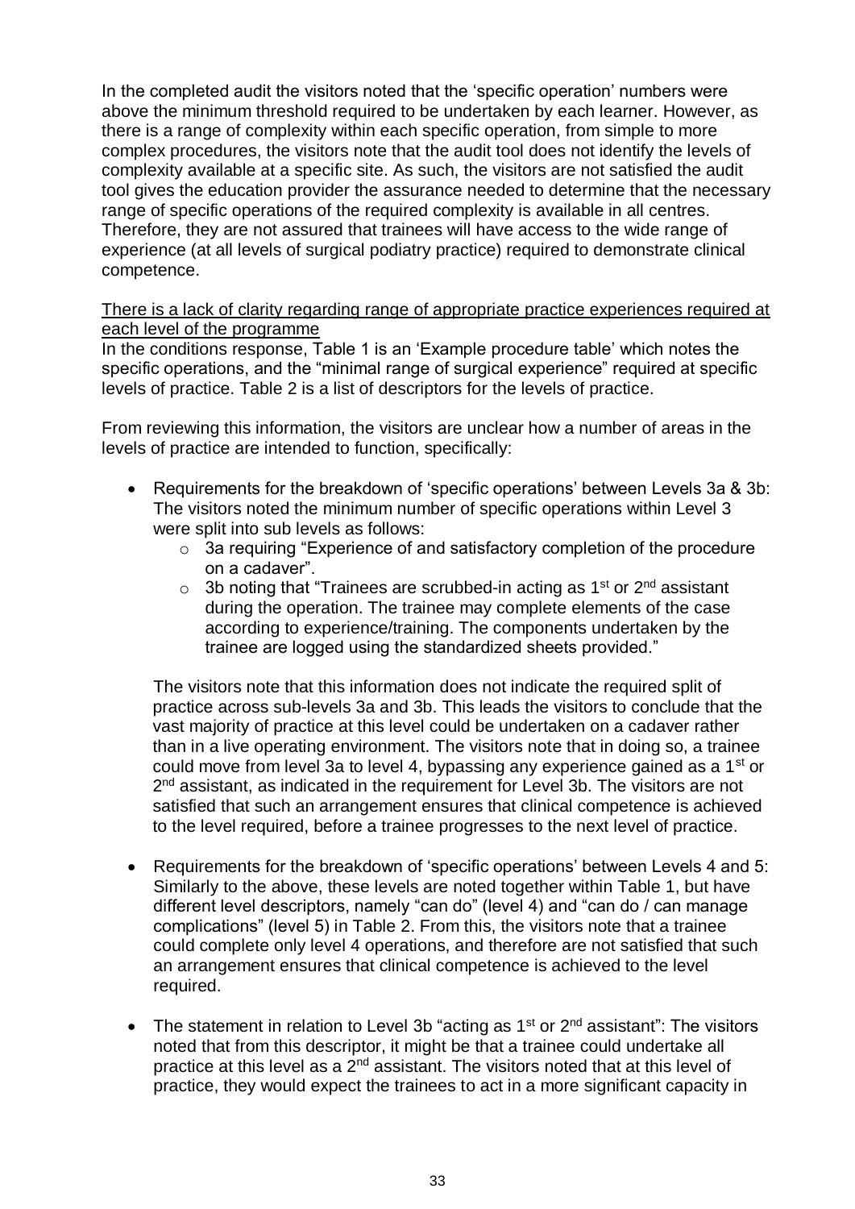In the completed audit the visitors noted that the 'specific operation' numbers were above the minimum threshold required to be undertaken by each learner. However, as there is a range of complexity within each specific operation, from simple to more complex procedures, the visitors note that the audit tool does not identify the levels of complexity available at a specific site. As such, the visitors are not satisfied the audit tool gives the education provider the assurance needed to determine that the necessary range of specific operations of the required complexity is available in all centres. Therefore, they are not assured that trainees will have access to the wide range of experience (at all levels of surgical podiatry practice) required to demonstrate clinical competence.

<u>There is a lack of clarity regarding range of appropriate practice experiences required at each level of the programme</u>

In the conditions response, Table 1 is an 'Example procedure table' which notes the specific operations, and the "minimal range of surgical experience" required at specific levels of practice. Table 2 is a list of descriptors for the levels of practice.

From reviewing this information, the visitors are unclear how a number of areas in the levels of practice are intended to function, specifically:

- Requirements for the breakdown of 'specific operations' between Levels 3a & 3b: The visitors noted the minimum number of specific operations within Level 3 were split into sub levels as follows:
  - 3a requiring "Experience of and satisfactory completion of the procedure on a cadaver".
  - 3b noting that "Trainees are scrubbed-in acting as 1st or 2nd assistant during the operation. The trainee may complete elements of the case according to experience/training. The components undertaken by the trainee are logged using the standardized sheets provided."

  The visitors note that this information does not indicate the required split of practice across sub-levels 3a and 3b. This leads the visitors to conclude that the vast majority of practice at this level could be undertaken on a cadaver rather than in a live operating environment. The visitors note that in doing so, a trainee could move from level 3a to level 4, bypassing any experience gained as a 1st or 2nd assistant, as indicated in the requirement for Level 3b. The visitors are not satisfied that such an arrangement ensures that clinical competence is achieved to the level required, before a trainee progresses to the next level of practice.

- Requirements for the breakdown of 'specific operations' between Levels 4 and 5: Similarly to the above, these levels are noted together within Table 1, but have different level descriptors, namely "can do" (level 4) and "can do / can manage complications" (level 5) in Table 2. From this, the visitors note that a trainee could complete only level 4 operations, and therefore are not satisfied that such an arrangement ensures that clinical competence is achieved to the level required.

- The statement in relation to Level 3b "acting as 1st or 2nd assistant": The visitors noted that from this descriptor, it might be that a trainee could undertake all practice at this level as a 2nd assistant. The visitors noted that at this level of practice, they would expect the trainees to act in a more significant capacity in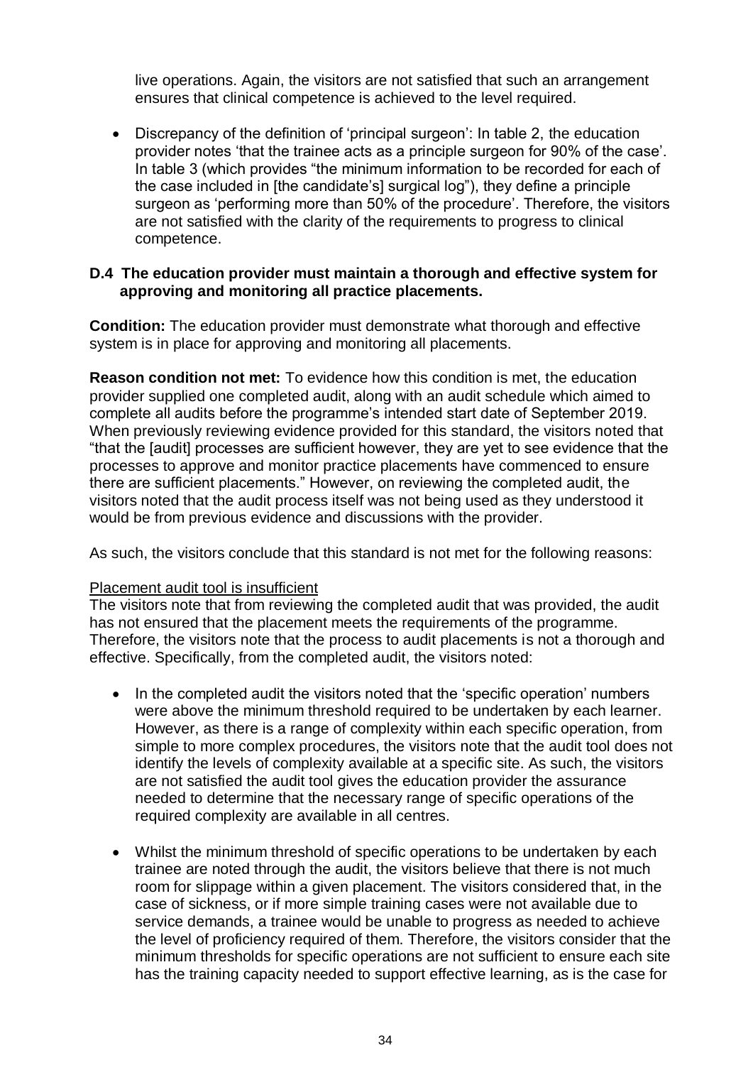live operations. Again, the visitors are not satisfied that such an arrangement ensures that clinical competence is achieved to the level required.

- Discrepancy of the definition of 'principal surgeon': In table 2, the education provider notes 'that the trainee acts as a principle surgeon for 90% of the case'. In table 3 (which provides "the minimum information to be recorded for each of the case included in [the candidate's] surgical log"), they define a principle surgeon as 'performing more than 50% of the procedure'. Therefore, the visitors are not satisfied with the clarity of the requirements to progress to clinical competence.

**D.4 The education provider must maintain a thorough and effective system for approving and monitoring all practice placements.**

**Condition:** The education provider must demonstrate what thorough and effective system is in place for approving and monitoring all placements.

**Reason condition not met:** To evidence how this condition is met, the education provider supplied one completed audit, along with an audit schedule which aimed to complete all audits before the programme's intended start date of September 2019. When previously reviewing evidence provided for this standard, the visitors noted that "that the [audit] processes are sufficient however, they are yet to see evidence that the processes to approve and monitor practice placements have commenced to ensure there are sufficient placements." However, on reviewing the completed audit, the visitors noted that the audit process itself was not being used as they understood it would be from previous evidence and discussions with the provider.

As such, the visitors conclude that this standard is not met for the following reasons:

Placement audit tool is insufficient

The visitors note that from reviewing the completed audit that was provided, the audit has not ensured that the placement meets the requirements of the programme. Therefore, the visitors note that the process to audit placements is not a thorough and effective. Specifically, from the completed audit, the visitors noted:

- In the completed audit the visitors noted that the 'specific operation' numbers were above the minimum threshold required to be undertaken by each learner. However, as there is a range of complexity within each specific operation, from simple to more complex procedures, the visitors note that the audit tool does not identify the levels of complexity available at a specific site. As such, the visitors are not satisfied the audit tool gives the education provider the assurance needed to determine that the necessary range of specific operations of the required complexity are available in all centres.

- Whilst the minimum threshold of specific operations to be undertaken by each trainee are noted through the audit, the visitors believe that there is not much room for slippage within a given placement. The visitors considered that, in the case of sickness, or if more simple training cases were not available due to service demands, a trainee would be unable to progress as needed to achieve the level of proficiency required of them. Therefore, the visitors consider that the minimum thresholds for specific operations are not sufficient to ensure each site has the training capacity needed to support effective learning, as is the case for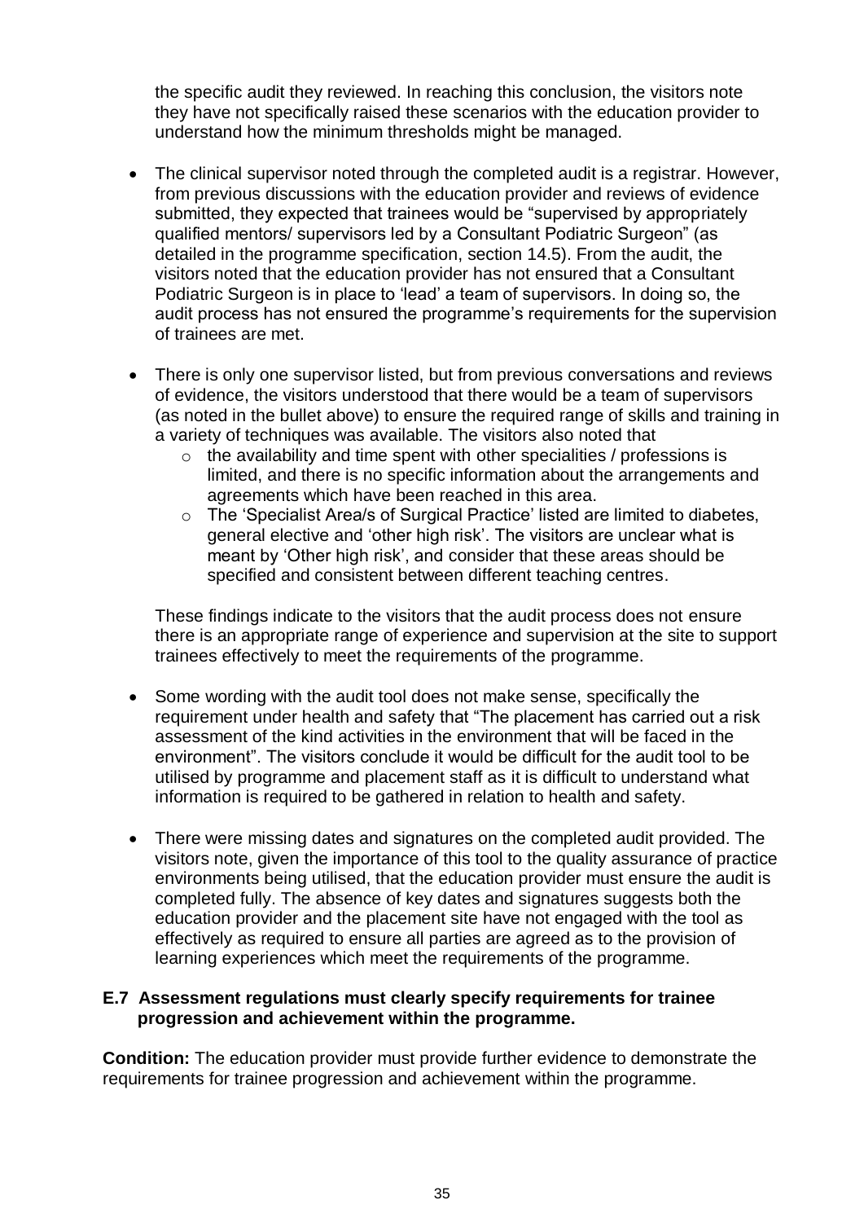the specific audit they reviewed. In reaching this conclusion, the visitors note they have not specifically raised these scenarios with the education provider to understand how the minimum thresholds might be managed.

- The clinical supervisor noted through the completed audit is a registrar. However, from previous discussions with the education provider and reviews of evidence submitted, they expected that trainees would be "supervised by appropriately qualified mentors/ supervisors led by a Consultant Podiatric Surgeon" (as detailed in the programme specification, section 14.5). From the audit, the visitors noted that the education provider has not ensured that a Consultant Podiatric Surgeon is in place to 'lead' a team of supervisors. In doing so, the audit process has not ensured the programme's requirements for the supervision of trainees are met.

- There is only one supervisor listed, but from previous conversations and reviews of evidence, the visitors understood that there would be a team of supervisors (as noted in the bullet above) to ensure the required range of skills and training in a variety of techniques was available. The visitors also noted that
  - the availability and time spent with other specialities / professions is limited, and there is no specific information about the arrangements and agreements which have been reached in this area.
  - The 'Specialist Area/s of Surgical Practice' listed are limited to diabetes, general elective and 'other high risk'. The visitors are unclear what is meant by 'Other high risk', and consider that these areas should be specified and consistent between different teaching centres.

  These findings indicate to the visitors that the audit process does not ensure there is an appropriate range of experience and supervision at the site to support trainees effectively to meet the requirements of the programme.

- Some wording with the audit tool does not make sense, specifically the requirement under health and safety that "The placement has carried out a risk assessment of the kind activities in the environment that will be faced in the environment". The visitors conclude it would be difficult for the audit tool to be utilised by programme and placement staff as it is difficult to understand what information is required to be gathered in relation to health and safety.

- There were missing dates and signatures on the completed audit provided. The visitors note, given the importance of this tool to the quality assurance of practice environments being utilised, that the education provider must ensure the audit is completed fully. The absence of key dates and signatures suggests both the education provider and the placement site have not engaged with the tool as effectively as required to ensure all parties are agreed as to the provision of learning experiences which meet the requirements of the programme.

**E.7 Assessment regulations must clearly specify requirements for trainee progression and achievement within the programme.**

**Condition:** The education provider must provide further evidence to demonstrate the requirements for trainee progression and achievement within the programme.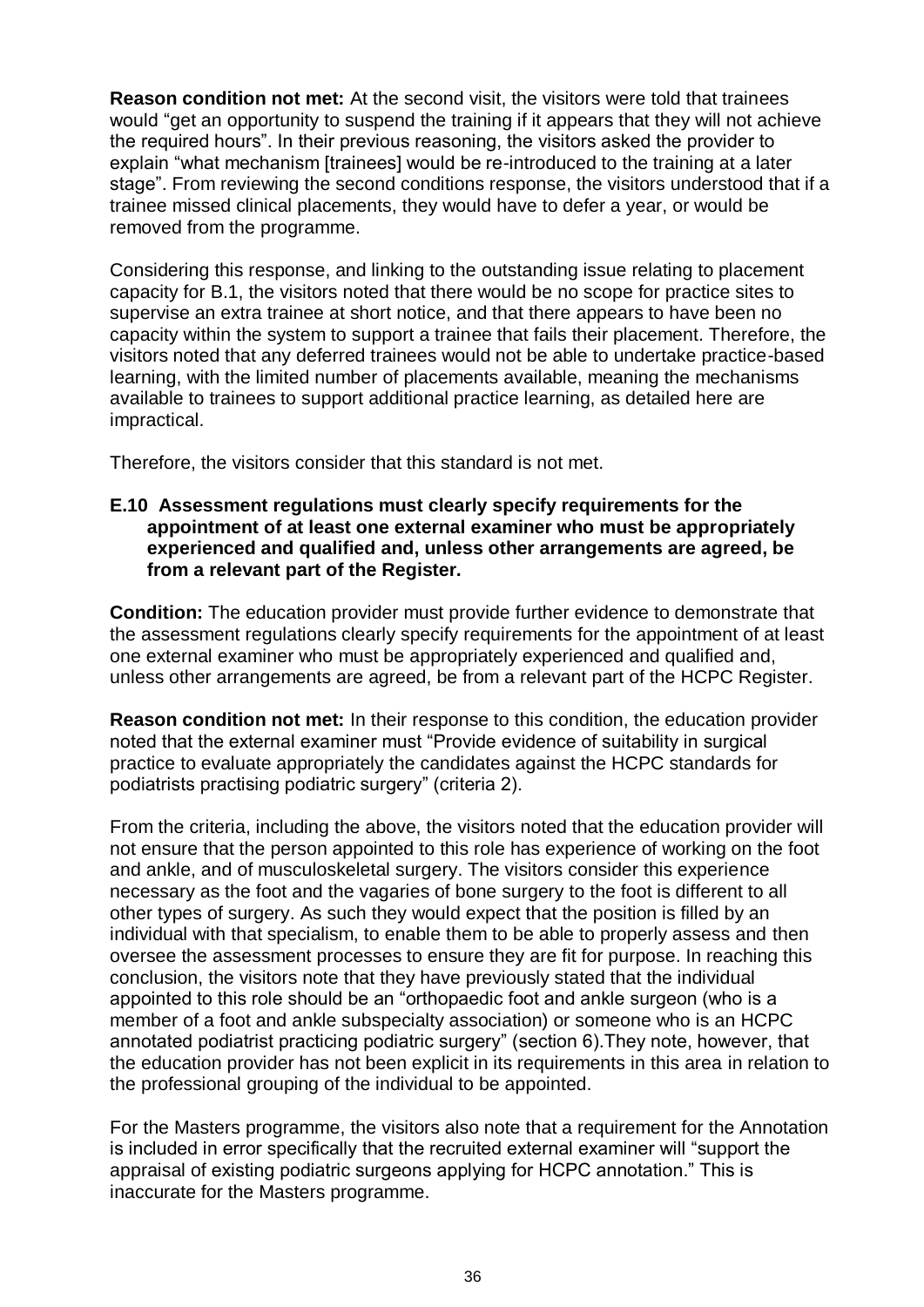**Reason condition not met:** At the second visit, the visitors were told that trainees would "get an opportunity to suspend the training if it appears that they will not achieve the required hours". In their previous reasoning, the visitors asked the provider to explain "what mechanism [trainees] would be re-introduced to the training at a later stage". From reviewing the second conditions response, the visitors understood that if a trainee missed clinical placements, they would have to defer a year, or would be removed from the programme.

Considering this response, and linking to the outstanding issue relating to placement capacity for B.1, the visitors noted that there would be no scope for practice sites to supervise an extra trainee at short notice, and that there appears to have been no capacity within the system to support a trainee that fails their placement. Therefore, the visitors noted that any deferred trainees would not be able to undertake practice-based learning, with the limited number of placements available, meaning the mechanisms available to trainees to support additional practice learning, as detailed here are impractical.

Therefore, the visitors consider that this standard is not met.

**E.10 Assessment regulations must clearly specify requirements for the appointment of at least one external examiner who must be appropriately experienced and qualified and, unless other arrangements are agreed, be from a relevant part of the Register.**

**Condition:** The education provider must provide further evidence to demonstrate that the assessment regulations clearly specify requirements for the appointment of at least one external examiner who must be appropriately experienced and qualified and, unless other arrangements are agreed, be from a relevant part of the HCPC Register.

**Reason condition not met:** In their response to this condition, the education provider noted that the external examiner must "Provide evidence of suitability in surgical practice to evaluate appropriately the candidates against the HCPC standards for podiatrists practising podiatric surgery" (criteria 2).

From the criteria, including the above, the visitors noted that the education provider will not ensure that the person appointed to this role has experience of working on the foot and ankle, and of musculoskeletal surgery. The visitors consider this experience necessary as the foot and the vagaries of bone surgery to the foot is different to all other types of surgery. As such they would expect that the position is filled by an individual with that specialism, to enable them to be able to properly assess and then oversee the assessment processes to ensure they are fit for purpose. In reaching this conclusion, the visitors note that they have previously stated that the individual appointed to this role should be an "orthopaedic foot and ankle surgeon (who is a member of a foot and ankle subspecialty association) or someone who is an HCPC annotated podiatrist practicing podiatric surgery" (section 6).They note, however, that the education provider has not been explicit in its requirements in this area in relation to the professional grouping of the individual to be appointed.

For the Masters programme, the visitors also note that a requirement for the Annotation is included in error specifically that the recruited external examiner will "support the appraisal of existing podiatric surgeons applying for HCPC annotation." This is inaccurate for the Masters programme.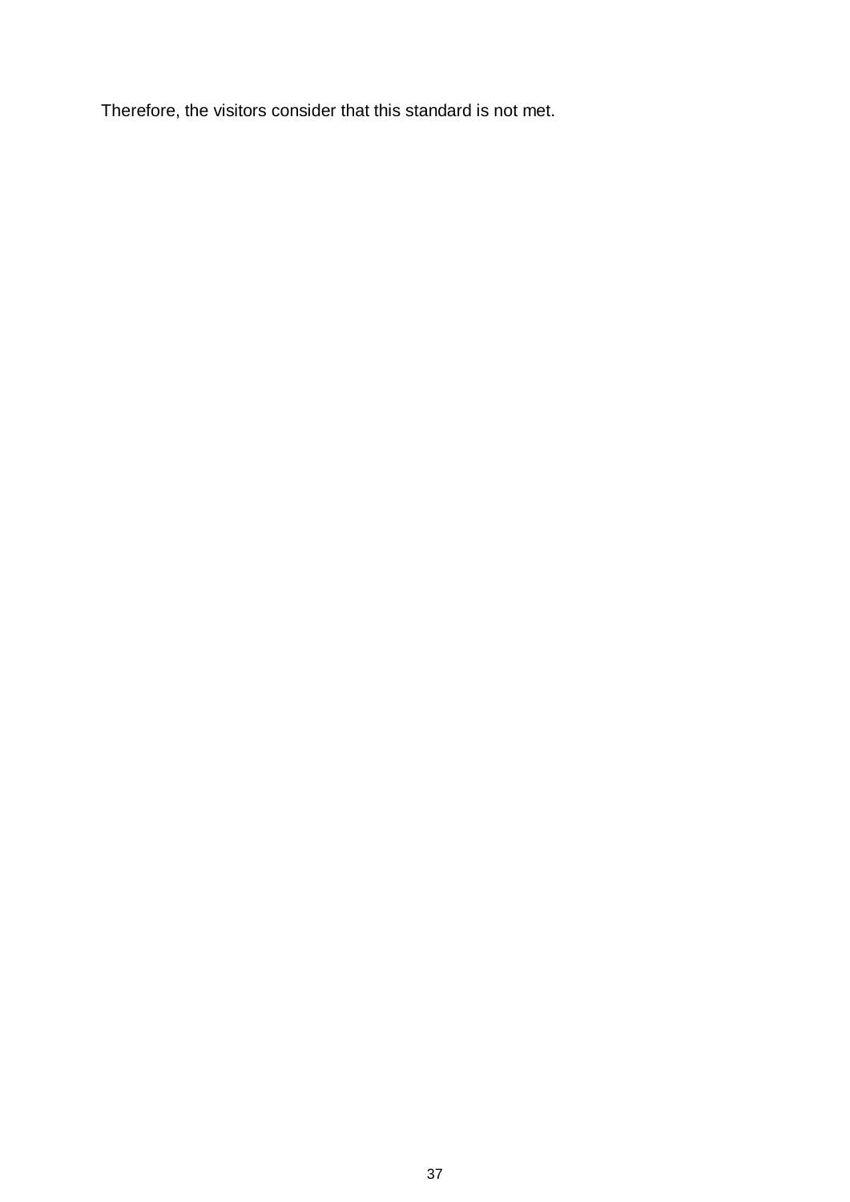Therefore, the visitors consider that this standard is not met.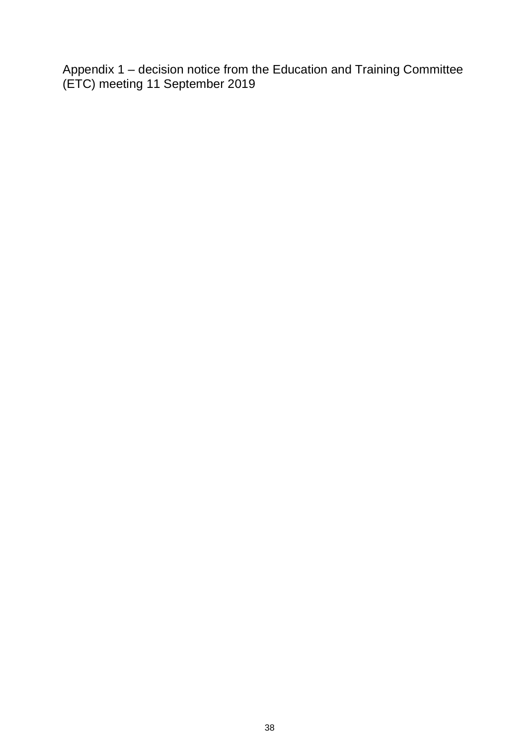Appendix 1 – decision notice from the Education and Training Committee (ETC) meeting 11 September 2019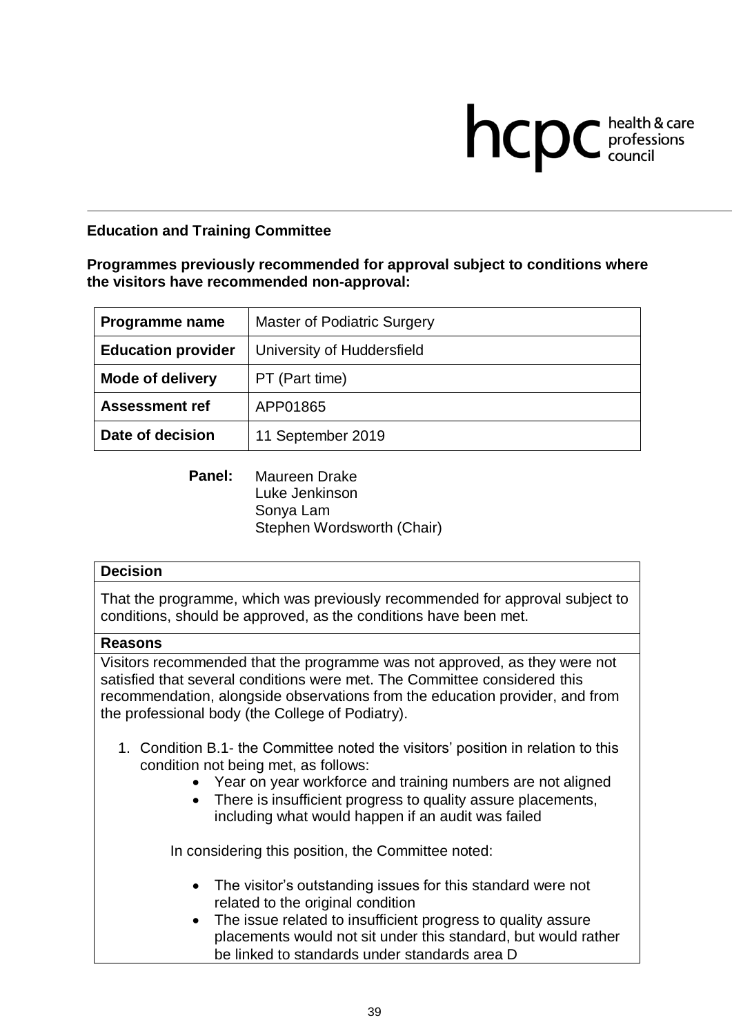hcpc health & care professions council

**Education and Training Committee**

**Programmes previously recommended for approval subject to conditions where the visitors have recommended non-approval:**

| **Programme name** | Master of Podiatric Surgery |
|---|---|
| **Education provider** | University of Huddersfield |
| **Mode of delivery** | PT (Part time) |
| **Assessment ref** | APP01865 |
| **Date of decision** | 11 September 2019 |

**Panel:** Maureen Drake
Luke Jenkinson
Sonya Lam
Stephen Wordsworth (Chair)

**Decision**

That the programme, which was previously recommended for approval subject to conditions, should be approved, as the conditions have been met.

**Reasons**

Visitors recommended that the programme was not approved, as they were not satisfied that several conditions were met. The Committee considered this recommendation, alongside observations from the education provider, and from the professional body (the College of Podiatry).

1. Condition B.1- the Committee noted the visitors' position in relation to this condition not being met, as follows:
    - Year on year workforce and training numbers are not aligned
    - There is insufficient progress to quality assure placements, including what would happen if an audit was failed

    In considering this position, the Committee noted:

    - The visitor's outstanding issues for this standard were not related to the original condition
    - The issue related to insufficient progress to quality assure placements would not sit under this standard, but would rather be linked to standards under standards area D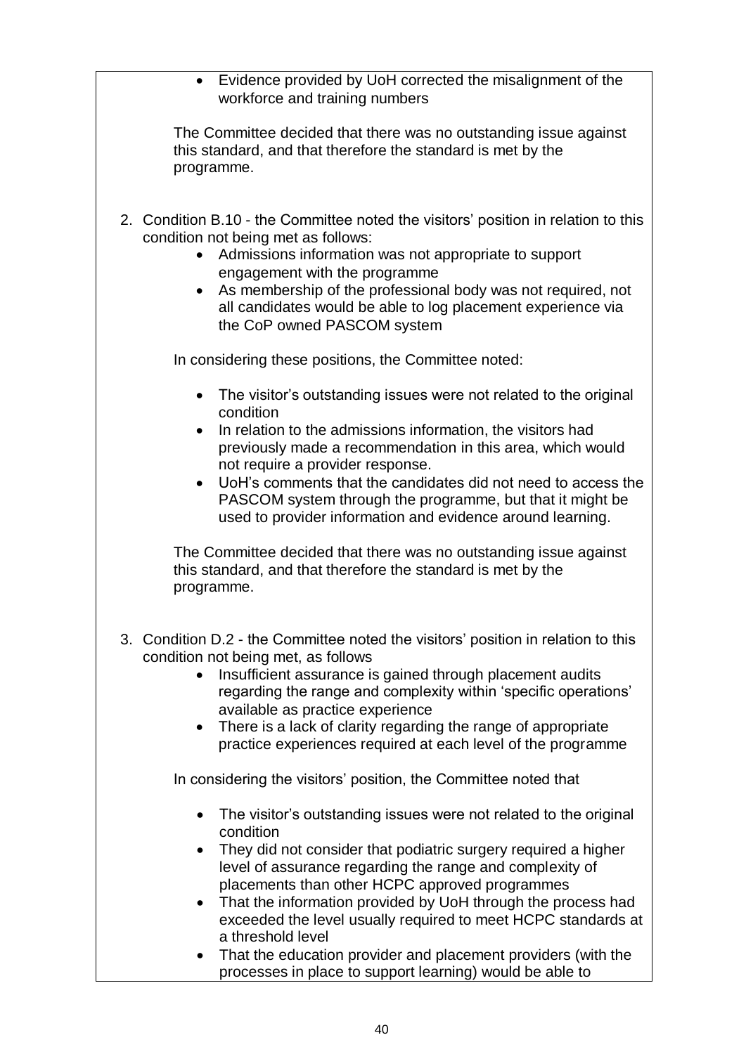- Evidence provided by UoH corrected the misalignment of the workforce and training numbers

The Committee decided that there was no outstanding issue against this standard, and that therefore the standard is met by the programme.

2. Condition B.10 - the Committee noted the visitors' position in relation to this condition not being met as follows:
    - Admissions information was not appropriate to support engagement with the programme
    - As membership of the professional body was not required, not all candidates would be able to log placement experience via the CoP owned PASCOM system

    In considering these positions, the Committee noted:

    - The visitor's outstanding issues were not related to the original condition
    - In relation to the admissions information, the visitors had previously made a recommendation in this area, which would not require a provider response.
    - UoH's comments that the candidates did not need to access the PASCOM system through the programme, but that it might be used to provider information and evidence around learning.

    The Committee decided that there was no outstanding issue against this standard, and that therefore the standard is met by the programme.

3. Condition D.2 - the Committee noted the visitors' position in relation to this condition not being met, as follows
    - Insufficient assurance is gained through placement audits regarding the range and complexity within 'specific operations' available as practice experience
    - There is a lack of clarity regarding the range of appropriate practice experiences required at each level of the programme

    In considering the visitors' position, the Committee noted that

    - The visitor's outstanding issues were not related to the original condition
    - They did not consider that podiatric surgery required a higher level of assurance regarding the range and complexity of placements than other HCPC approved programmes
    - That the information provided by UoH through the process had exceeded the level usually required to meet HCPC standards at a threshold level
    - That the education provider and placement providers (with the processes in place to support learning) would be able to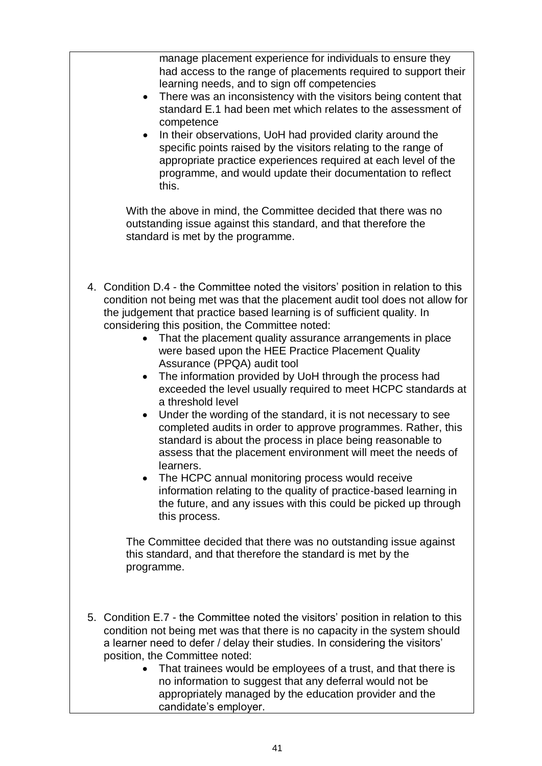manage placement experience for individuals to ensure they had access to the range of placements required to support their learning needs, and to sign off competencies

- There was an inconsistency with the visitors being content that standard E.1 had been met which relates to the assessment of competence
- In their observations, UoH had provided clarity around the specific points raised by the visitors relating to the range of appropriate practice experiences required at each level of the programme, and would update their documentation to reflect this.

With the above in mind, the Committee decided that there was no outstanding issue against this standard, and that therefore the standard is met by the programme.

4. Condition D.4 - the Committee noted the visitors' position in relation to this condition not being met was that the placement audit tool does not allow for the judgement that practice based learning is of sufficient quality. In considering this position, the Committee noted:
   - That the placement quality assurance arrangements in place were based upon the HEE Practice Placement Quality Assurance (PPQA) audit tool
   - The information provided by UoH through the process had exceeded the level usually required to meet HCPC standards at a threshold level
   - Under the wording of the standard, it is not necessary to see completed audits in order to approve programmes. Rather, this standard is about the process in place being reasonable to assess that the placement environment will meet the needs of learners.
   - The HCPC annual monitoring process would receive information relating to the quality of practice-based learning in the future, and any issues with this could be picked up through this process.

   The Committee decided that there was no outstanding issue against this standard, and that therefore the standard is met by the programme.

5. Condition E.7 - the Committee noted the visitors' position in relation to this condition not being met was that there is no capacity in the system should a learner need to defer / delay their studies. In considering the visitors' position, the Committee noted:
   - That trainees would be employees of a trust, and that there is no information to suggest that any deferral would not be appropriately managed by the education provider and the candidate's employer.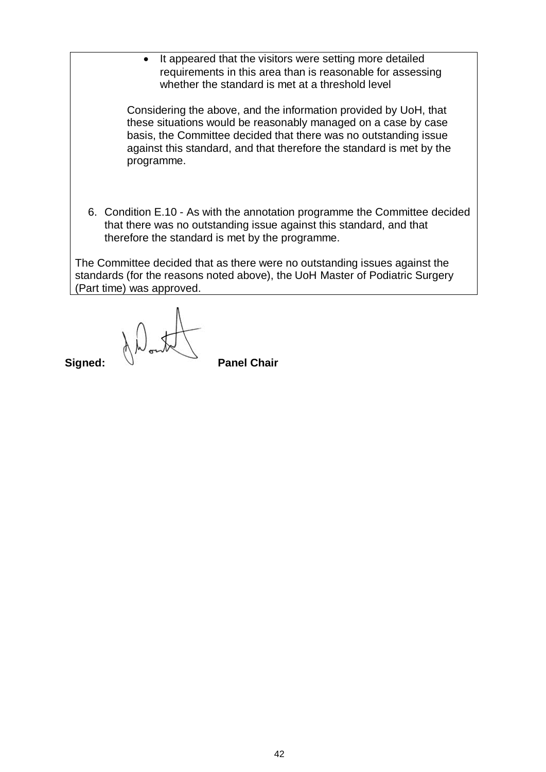- It appeared that the visitors were setting more detailed requirements in this area than is reasonable for assessing whether the standard is met at a threshold level

Considering the above, and the information provided by UoH, that these situations would be reasonably managed on a case by case basis, the Committee decided that there was no outstanding issue against this standard, and that therefore the standard is met by the programme.

6. Condition E.10 - As with the annotation programme the Committee decided that there was no outstanding issue against this standard, and that therefore the standard is met by the programme.

The Committee decided that as there were no outstanding issues against the standards (for the reasons noted above), the UoH Master of Podiatric Surgery (Part time) was approved.

**Signed:** **Panel Chair**